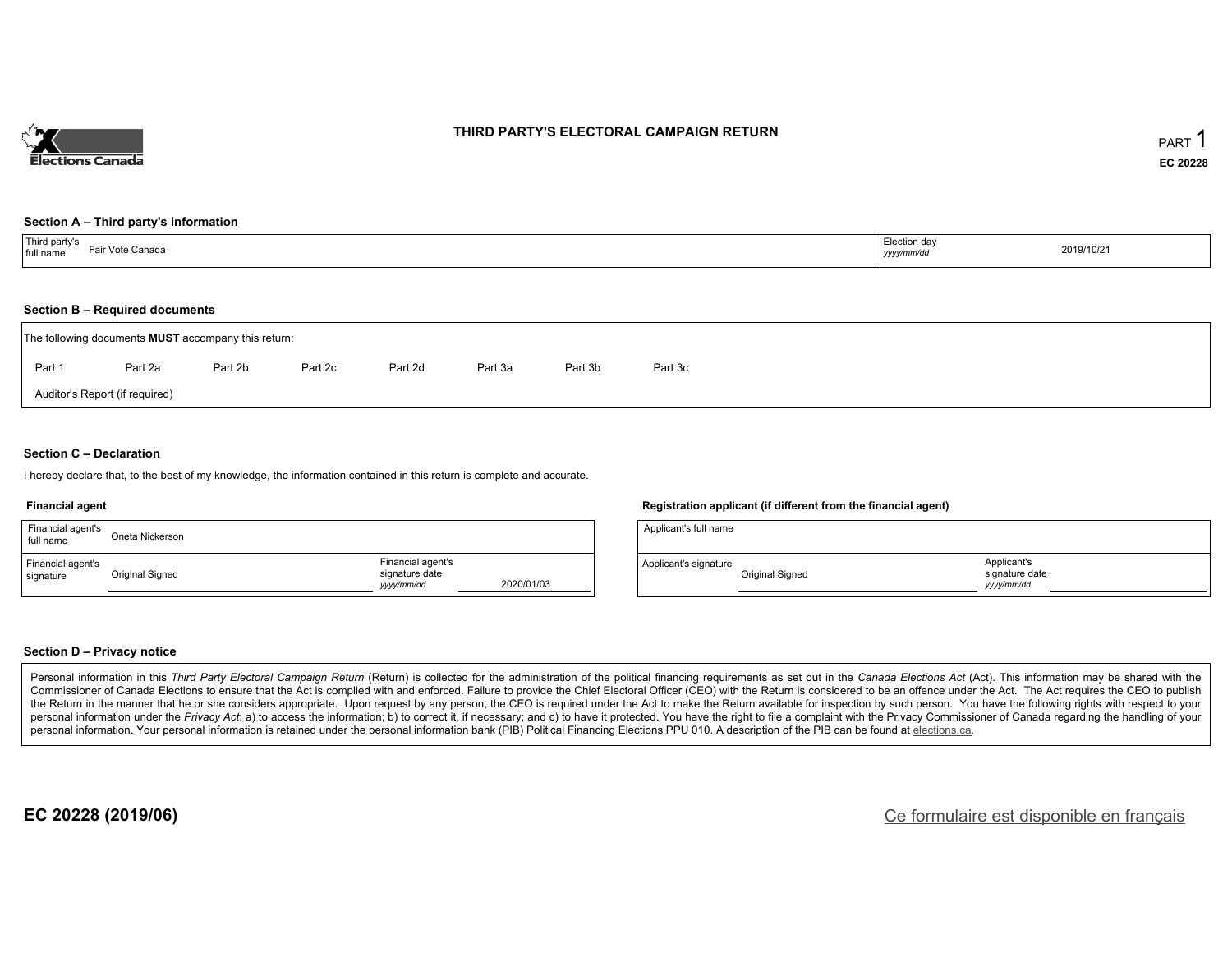# THIRD PARTY'S ELECTORAL CAMPAIGN RETURN

PART 1

EC 20228

### Section A – Third party's information

| Third party's full name | Fair Vote Canada | Election day *yyyy/mm/dd* | 2019/10/21 |
|---|---|---|---|

### Section B – Required documents

The following documents **MUST** accompany this return:

Part 1 &nbsp;&nbsp; Part 2a &nbsp;&nbsp; Part 2b &nbsp;&nbsp; Part 2c &nbsp;&nbsp; Part 2d &nbsp;&nbsp; Part 3a &nbsp;&nbsp; Part 3b &nbsp;&nbsp; Part 3c

Auditor's Report (if required)

### Section C – Declaration

I hereby declare that, to the best of my knowledge, the information contained in this return is complete and accurate.

**Financial agent**

| Financial agent's full name | Oneta Nickerson | | |
|---|---|---|---|
| Financial agent's signature | Original Signed | Financial agent's signature date *yyyy/mm/dd* | 2020/01/03 |

**Registration applicant (if different from the financial agent)**

| Applicant's full name | | | |
|---|---|---|---|
| Applicant's signature | Original Signed | Applicant's signature date *yyyy/mm/dd* | |

### Section D – Privacy notice

Personal information in this *Third Party Electoral Campaign Return* (Return) is collected for the administration of the political financing requirements as set out in the *Canada Elections Act* (Act). This information may be shared with the Commissioner of Canada Elections to ensure that the Act is complied with and enforced. Failure to provide the Chief Electoral Officer (CEO) with the Return is considered to be an offence under the Act. The Act requires the CEO to publish the Return in the manner that he or she considers appropriate. Upon request by any person, the CEO is required under the Act to make the Return available for inspection by such person. You have the following rights with respect to your personal information under the *Privacy Act*: a) to access the information; b) to correct it, if necessary; and c) to have it protected. You have the right to file a complaint with the Privacy Commissioner of Canada regarding the handling of your personal information. Your personal information is retained under the personal information bank (PIB) Political Financing Elections PPU 010. A description of the PIB can be found at elections.ca.

**EC 20228 (2019/06)**

Ce formulaire est disponible en français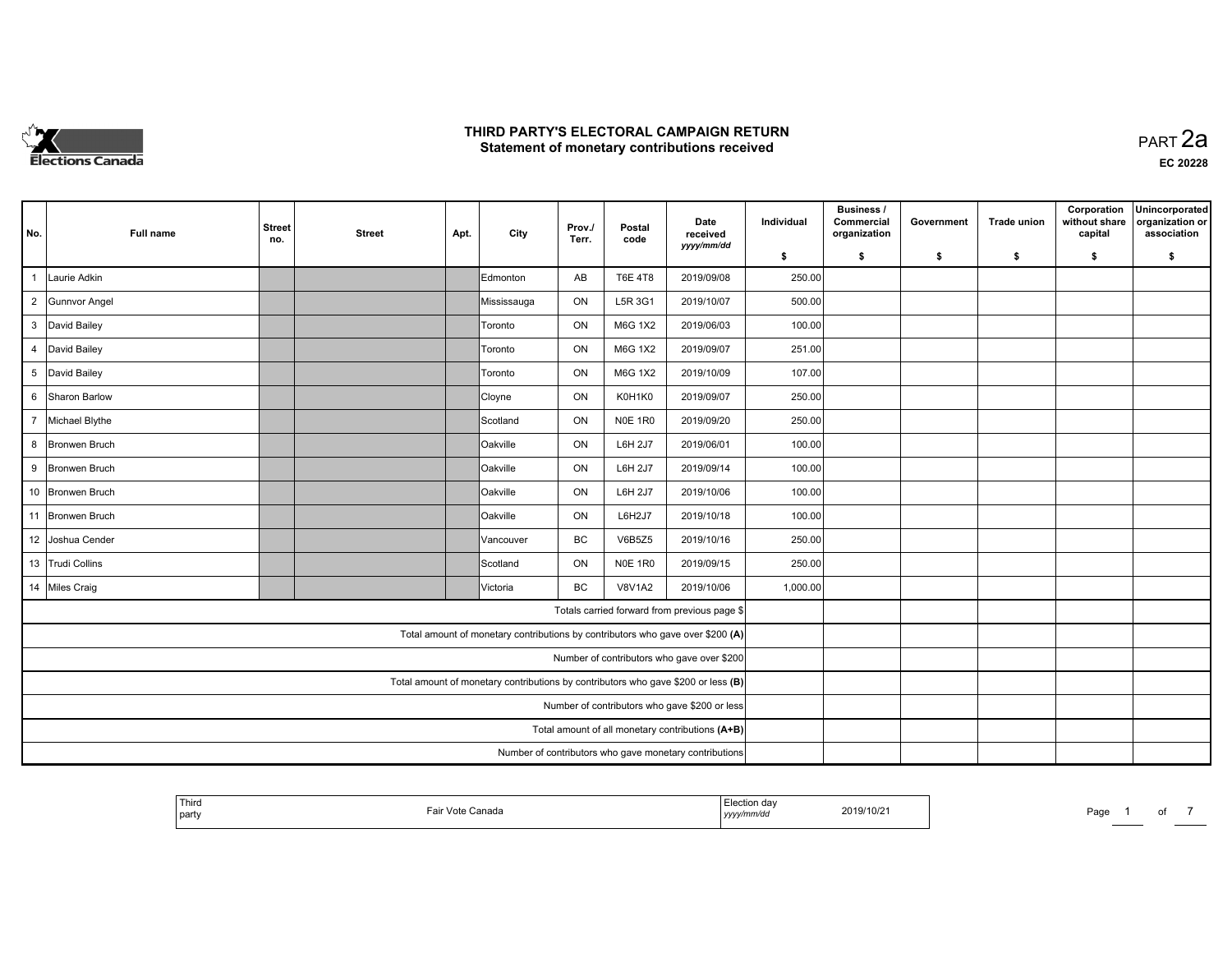# THIRD PARTY'S ELECTORAL CAMPAIGN RETURN
## Statement of monetary contributions received

PART 2a

EC 20228

| No. | Full name | Street no. | Street | Apt. | City | Prov./ Terr. | Postal code | Date received yyyy/mm/dd | Individual $ | Business / Commercial organization $ | Government $ | Trade union $ | Corporation without share capital $ | Unincorporated organization or association $ |
|---|---|---|---|---|---|---|---|---|---|---|---|---|---|---|
| 1 | Laurie Adkin | | | | Edmonton | AB | T6E 4T8 | 2019/09/08 | 250.00 | | | | | |
| 2 | Gunnvor Angel | | | | Mississauga | ON | L5R 3G1 | 2019/10/07 | 500.00 | | | | | |
| 3 | David Bailey | | | | Toronto | ON | M6G 1X2 | 2019/06/03 | 100.00 | | | | | |
| 4 | David Bailey | | | | Toronto | ON | M6G 1X2 | 2019/09/07 | 251.00 | | | | | |
| 5 | David Bailey | | | | Toronto | ON | M6G 1X2 | 2019/10/09 | 107.00 | | | | | |
| 6 | Sharon Barlow | | | | Cloyne | ON | K0H1K0 | 2019/09/07 | 250.00 | | | | | |
| 7 | Michael Blythe | | | | Scotland | ON | N0E 1R0 | 2019/09/20 | 250.00 | | | | | |
| 8 | Bronwen Bruch | | | | Oakville | ON | L6H 2J7 | 2019/06/01 | 100.00 | | | | | |
| 9 | Bronwen Bruch | | | | Oakville | ON | L6H 2J7 | 2019/09/14 | 100.00 | | | | | |
| 10 | Bronwen Bruch | | | | Oakville | ON | L6H 2J7 | 2019/10/06 | 100.00 | | | | | |
| 11 | Bronwen Bruch | | | | Oakville | ON | L6H2J7 | 2019/10/18 | 100.00 | | | | | |
| 12 | Joshua Cender | | | | Vancouver | BC | V6B5Z5 | 2019/10/16 | 250.00 | | | | | |
| 13 | Trudi Collins | | | | Scotland | ON | N0E 1R0 | 2019/09/15 | 250.00 | | | | | |
| 14 | Miles Craig | | | | Victoria | BC | V8V1A2 | 2019/10/06 | 1,000.00 | | | | | |
| | Totals carried forward from previous page $ | | | | | | | | | | | | | |
| | Total amount of monetary contributions by contributors who gave over $200 (A) | | | | | | | | | | | | | |
| | Number of contributors who gave over $200 | | | | | | | | | | | | | |
| | Total amount of monetary contributions by contributors who gave $200 or less (B) | | | | | | | | | | | | | |
| | Number of contributors who gave $200 or less | | | | | | | | | | | | | |
| | Total amount of all monetary contributions (A+B) | | | | | | | | | | | | | |
| | Number of contributors who gave monetary contributions | | | | | | | | | | | | | |

| Third party | Fair Vote Canada | Election day yyyy/mm/dd | 2019/10/21 |
|---|---|---|---|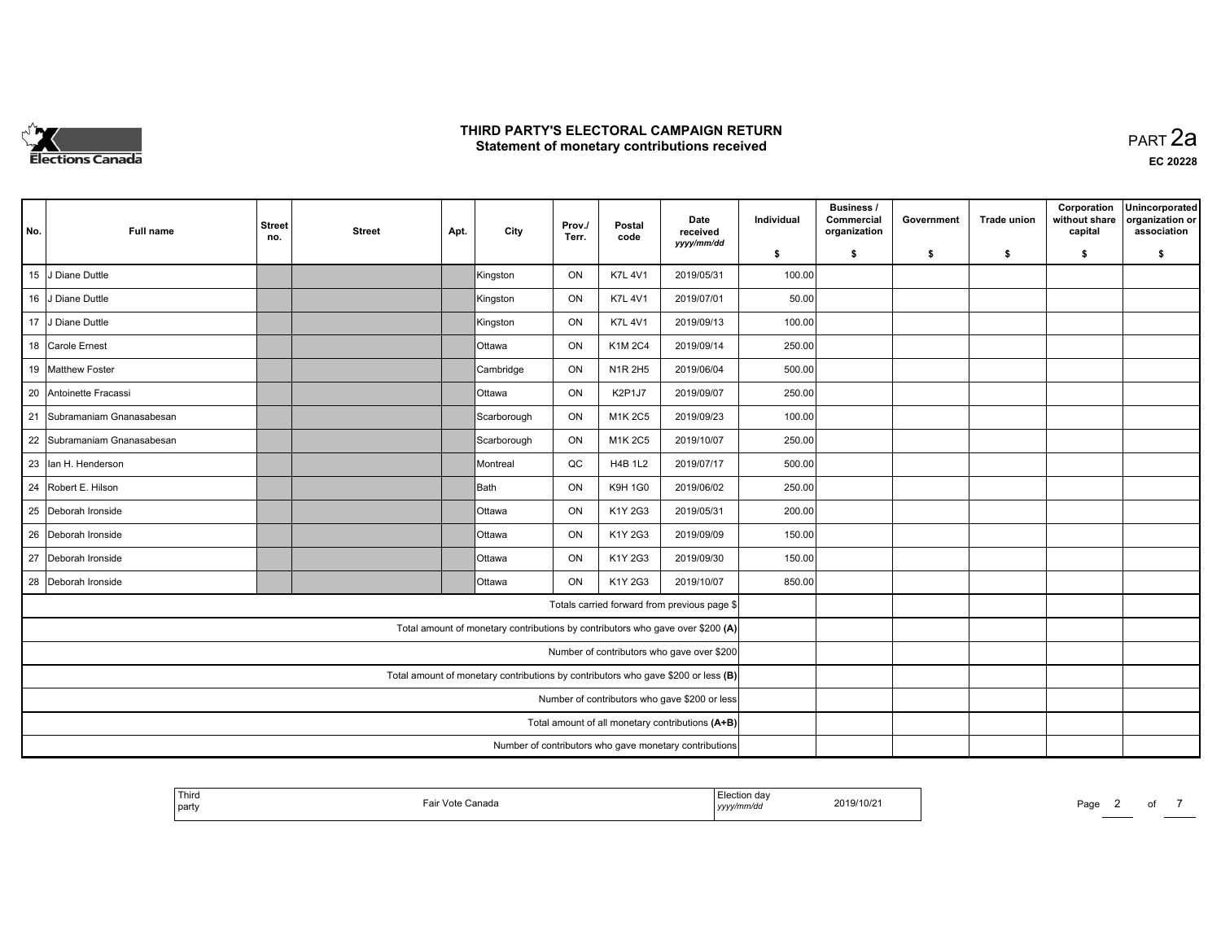# THIRD PARTY'S ELECTORAL CAMPAIGN RETURN
## Statement of monetary contributions received

PART 2a

EC 20228

| No. | Full name | Street no. | Street | Apt. | City | Prov./ Terr. | Postal code | Date received yyyy/mm/dd | Individual $ | Business / Commercial organization $ | Government $ | Trade union $ | Corporation without share capital $ | Unincorporated organization or association $ |
|---|---|---|---|---|---|---|---|---|---|---|---|---|---|---|
| 15 | J Diane Duttle | | | | Kingston | ON | K7L 4V1 | 2019/05/31 | 100.00 | | | | | |
| 16 | J Diane Duttle | | | | Kingston | ON | K7L 4V1 | 2019/07/01 | 50.00 | | | | | |
| 17 | J Diane Duttle | | | | Kingston | ON | K7L 4V1 | 2019/09/13 | 100.00 | | | | | |
| 18 | Carole Ernest | | | | Ottawa | ON | K1M 2C4 | 2019/09/14 | 250.00 | | | | | |
| 19 | Matthew Foster | | | | Cambridge | ON | N1R 2H5 | 2019/06/04 | 500.00 | | | | | |
| 20 | Antoinette Fracassi | | | | Ottawa | ON | K2P1J7 | 2019/09/07 | 250.00 | | | | | |
| 21 | Subramaniam Gnanasabesan | | | | Scarborough | ON | M1K 2C5 | 2019/09/23 | 100.00 | | | | | |
| 22 | Subramaniam Gnanasabesan | | | | Scarborough | ON | M1K 2C5 | 2019/10/07 | 250.00 | | | | | |
| 23 | Ian H. Henderson | | | | Montreal | QC | H4B 1L2 | 2019/07/17 | 500.00 | | | | | |
| 24 | Robert E. Hilson | | | | Bath | ON | K9H 1G0 | 2019/06/02 | 250.00 | | | | | |
| 25 | Deborah Ironside | | | | Ottawa | ON | K1Y 2G3 | 2019/05/31 | 200.00 | | | | | |
| 26 | Deborah Ironside | | | | Ottawa | ON | K1Y 2G3 | 2019/09/09 | 150.00 | | | | | |
| 27 | Deborah Ironside | | | | Ottawa | ON | K1Y 2G3 | 2019/09/30 | 150.00 | | | | | |
| 28 | Deborah Ironside | | | | Ottawa | ON | K1Y 2G3 | 2019/10/07 | 850.00 | | | | | |
| | Totals carried forward from previous page $ | | | | | | | | | | | | | |
| | Total amount of monetary contributions by contributors who gave over $200 (A) | | | | | | | | | | | | | |
| | Number of contributors who gave over $200 | | | | | | | | | | | | | |
| | Total amount of monetary contributions by contributors who gave $200 or less (B) | | | | | | | | | | | | | |
| | Number of contributors who gave $200 or less | | | | | | | | | | | | | |
| | Total amount of all monetary contributions (A+B) | | | | | | | | | | | | | |
| | Number of contributors who gave monetary contributions | | | | | | | | | | | | | |

| Third party | Fair Vote Canada | Election day yyyy/mm/dd | 2019/10/21 |
|---|---|---|---|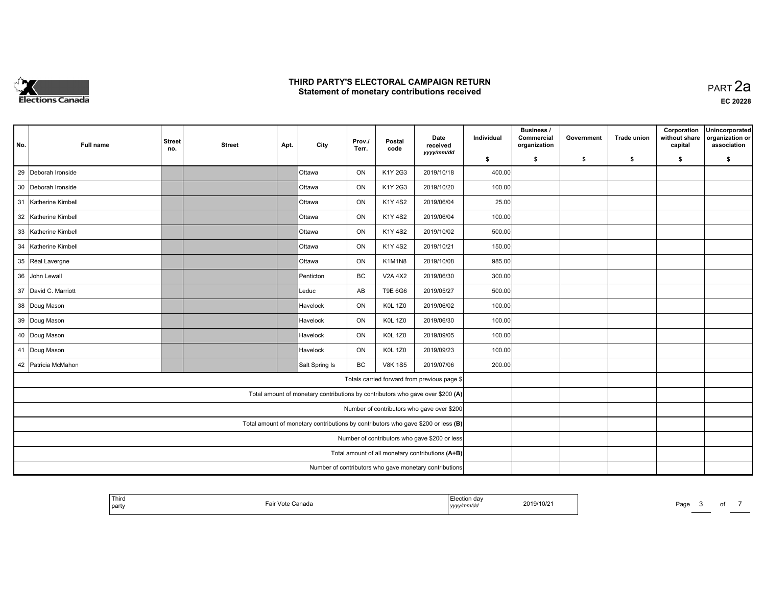# THIRD PARTY'S ELECTORAL CAMPAIGN RETURN
## Statement of monetary contributions received

PART 2a

EC 20228

| No. | Full name | Street no. | Street | Apt. | City | Prov./ Terr. | Postal code | Date received yyyy/mm/dd | Individual $ | Business / Commercial organization $ | Government $ | Trade union $ | Corporation without share capital $ | Unincorporated organization or association $ |
|---|---|---|---|---|---|---|---|---|---|---|---|---|---|---|
| 29 | Deborah Ironside | | | | Ottawa | ON | K1Y 2G3 | 2019/10/18 | 400.00 | | | | | |
| 30 | Deborah Ironside | | | | Ottawa | ON | K1Y 2G3 | 2019/10/20 | 100.00 | | | | | |
| 31 | Katherine Kimbell | | | | Ottawa | ON | K1Y 4S2 | 2019/06/04 | 25.00 | | | | | |
| 32 | Katherine Kimbell | | | | Ottawa | ON | K1Y 4S2 | 2019/06/04 | 100.00 | | | | | |
| 33 | Katherine Kimbell | | | | Ottawa | ON | K1Y 4S2 | 2019/10/02 | 500.00 | | | | | |
| 34 | Katherine Kimbell | | | | Ottawa | ON | K1Y 4S2 | 2019/10/21 | 150.00 | | | | | |
| 35 | Réal Lavergne | | | | Ottawa | ON | K1M1N8 | 2019/10/08 | 985.00 | | | | | |
| 36 | John Lewall | | | | Penticton | BC | V2A 4X2 | 2019/06/30 | 300.00 | | | | | |
| 37 | David C. Marriott | | | | Leduc | AB | T9E 6G6 | 2019/05/27 | 500.00 | | | | | |
| 38 | Doug Mason | | | | Havelock | ON | K0L 1Z0 | 2019/06/02 | 100.00 | | | | | |
| 39 | Doug Mason | | | | Havelock | ON | K0L 1Z0 | 2019/06/30 | 100.00 | | | | | |
| 40 | Doug Mason | | | | Havelock | ON | K0L 1Z0 | 2019/09/05 | 100.00 | | | | | |
| 41 | Doug Mason | | | | Havelock | ON | K0L 1Z0 | 2019/09/23 | 100.00 | | | | | |
| 42 | Patricia McMahon | | | | Salt Spring Is | BC | V8K 1S5 | 2019/07/06 | 200.00 | | | | | |
| | Totals carried forward from previous page $ | | | | | | | | | | | | | |
| | Total amount of monetary contributions by contributors who gave over $200 (A) | | | | | | | | | | | | | |
| | Number of contributors who gave over $200 | | | | | | | | | | | | | |
| | Total amount of monetary contributions by contributors who gave $200 or less (B) | | | | | | | | | | | | | |
| | Number of contributors who gave $200 or less | | | | | | | | | | | | | |
| | Total amount of all monetary contributions (A+B) | | | | | | | | | | | | | |
| | Number of contributors who gave monetary contributions | | | | | | | | | | | | | |

| Third party | Fair Vote Canada | Election day yyyy/mm/dd | 2019/10/21 |
|---|---|---|---|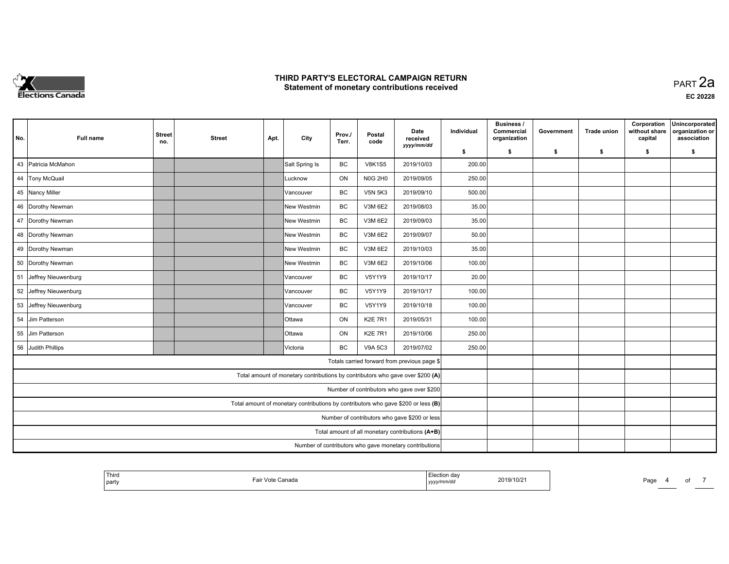# THIRD PARTY'S ELECTORAL CAMPAIGN RETURN
## Statement of monetary contributions received

PART 2a

EC 20228

| No. | Full name | Street no. | Street | Apt. | City | Prov./ Terr. | Postal code | Date received yyyy/mm/dd | Individual $ | Business / Commercial organization $ | Government $ | Trade union $ | Corporation without share capital $ | Unincorporated organization or association $ |
|---|---|---|---|---|---|---|---|---|---|---|---|---|---|---|
| 43 | Patricia McMahon | | | | Salt Spring Is | BC | V8K1S5 | 2019/10/03 | 200.00 | | | | | |
| 44 | Tony McQuail | | | | Lucknow | ON | N0G 2H0 | 2019/09/05 | 250.00 | | | | | |
| 45 | Nancy Miller | | | | Vancouver | BC | V5N 5K3 | 2019/09/10 | 500.00 | | | | | |
| 46 | Dorothy Newman | | | | New Westmin | BC | V3M 6E2 | 2019/08/03 | 35.00 | | | | | |
| 47 | Dorothy Newman | | | | New Westmin | BC | V3M 6E2 | 2019/09/03 | 35.00 | | | | | |
| 48 | Dorothy Newman | | | | New Westmin | BC | V3M 6E2 | 2019/09/07 | 50.00 | | | | | |
| 49 | Dorothy Newman | | | | New Westmin | BC | V3M 6E2 | 2019/10/03 | 35.00 | | | | | |
| 50 | Dorothy Newman | | | | New Westmin | BC | V3M 6E2 | 2019/10/06 | 100.00 | | | | | |
| 51 | Jeffrey Nieuwenburg | | | | Vancouver | BC | V5Y1Y9 | 2019/10/17 | 20.00 | | | | | |
| 52 | Jeffrey Nieuwenburg | | | | Vancouver | BC | V5Y1Y9 | 2019/10/17 | 100.00 | | | | | |
| 53 | Jeffrey Nieuwenburg | | | | Vancouver | BC | V5Y1Y9 | 2019/10/18 | 100.00 | | | | | |
| 54 | Jim Patterson | | | | Ottawa | ON | K2E 7R1 | 2019/05/31 | 100.00 | | | | | |
| 55 | Jim Patterson | | | | Ottawa | ON | K2E 7R1 | 2019/10/06 | 250.00 | | | | | |
| 56 | Judith Phillips | | | | Victoria | BC | V9A 5C3 | 2019/07/02 | 250.00 | | | | | |
| | Totals carried forward from previous page $ | | | | | | | | | | | | | |
| | Total amount of monetary contributions by contributors who gave over $200 (A) | | | | | | | | | | | | | |
| | Number of contributors who gave over $200 | | | | | | | | | | | | | |
| | Total amount of monetary contributions by contributors who gave $200 or less (B) | | | | | | | | | | | | | |
| | Number of contributors who gave $200 or less | | | | | | | | | | | | | |
| | Total amount of all monetary contributions (A+B) | | | | | | | | | | | | | |
| | Number of contributors who gave monetary contributions | | | | | | | | | | | | | |

| Third party | Fair Vote Canada | Election day yyyy/mm/dd | 2019/10/21 |
|---|---|---|---|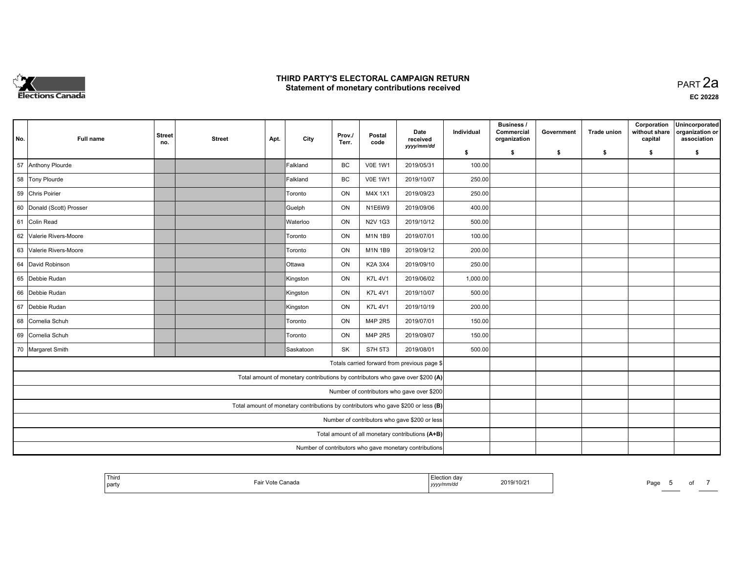# THIRD PARTY'S ELECTORAL CAMPAIGN RETURN
## Statement of monetary contributions received

PART 2a

EC 20228

| No. | Full name | Street no. | Street | Apt. | City | Prov./ Terr. | Postal code | Date received yyyy/mm/dd | Individual $ | Business / Commercial organization $ | Government $ | Trade union $ | Corporation without share capital $ | Unincorporated organization or association $ |
|---|---|---|---|---|---|---|---|---|---|---|---|---|---|---|
| 57 | Anthony Plourde | | | | Falkland | BC | V0E 1W1 | 2019/05/31 | 100.00 | | | | | |
| 58 | Tony Plourde | | | | Falkland | BC | V0E 1W1 | 2019/10/07 | 250.00 | | | | | |
| 59 | Chris Poirier | | | | Toronto | ON | M4X 1X1 | 2019/09/23 | 250.00 | | | | | |
| 60 | Donald (Scott) Prosser | | | | Guelph | ON | N1E6W9 | 2019/09/06 | 400.00 | | | | | |
| 61 | Colin Read | | | | Waterloo | ON | N2V 1G3 | 2019/10/12 | 500.00 | | | | | |
| 62 | Valerie Rivers-Moore | | | | Toronto | ON | M1N 1B9 | 2019/07/01 | 100.00 | | | | | |
| 63 | Valerie Rivers-Moore | | | | Toronto | ON | M1N 1B9 | 2019/09/12 | 200.00 | | | | | |
| 64 | David Robinson | | | | Ottawa | ON | K2A 3X4 | 2019/09/10 | 250.00 | | | | | |
| 65 | Debbie Rudan | | | | Kingston | ON | K7L 4V1 | 2019/06/02 | 1,000.00 | | | | | |
| 66 | Debbie Rudan | | | | Kingston | ON | K7L 4V1 | 2019/10/07 | 500.00 | | | | | |
| 67 | Debbie Rudan | | | | Kingston | ON | K7L 4V1 | 2019/10/19 | 200.00 | | | | | |
| 68 | Cornelia Schuh | | | | Toronto | ON | M4P 2R5 | 2019/07/01 | 150.00 | | | | | |
| 69 | Cornelia Schuh | | | | Toronto | ON | M4P 2R5 | 2019/09/07 | 150.00 | | | | | |
| 70 | Margaret Smith | | | | Saskatoon | SK | S7H 5T3 | 2019/08/01 | 500.00 | | | | | |
| | Totals carried forward from previous page $ | | | | | | | | | | | | | |
| | Total amount of monetary contributions by contributors who gave over $200 (A) | | | | | | | | | | | | | |
| | Number of contributors who gave over $200 | | | | | | | | | | | | | |
| | Total amount of monetary contributions by contributors who gave $200 or less (B) | | | | | | | | | | | | | |
| | Number of contributors who gave $200 or less | | | | | | | | | | | | | |
| | Total amount of all monetary contributions (A+B) | | | | | | | | | | | | | |
| | Number of contributors who gave monetary contributions | | | | | | | | | | | | | |

| Third party | Fair Vote Canada | Election day yyyy/mm/dd | 2019/10/21 |
|---|---|---|---|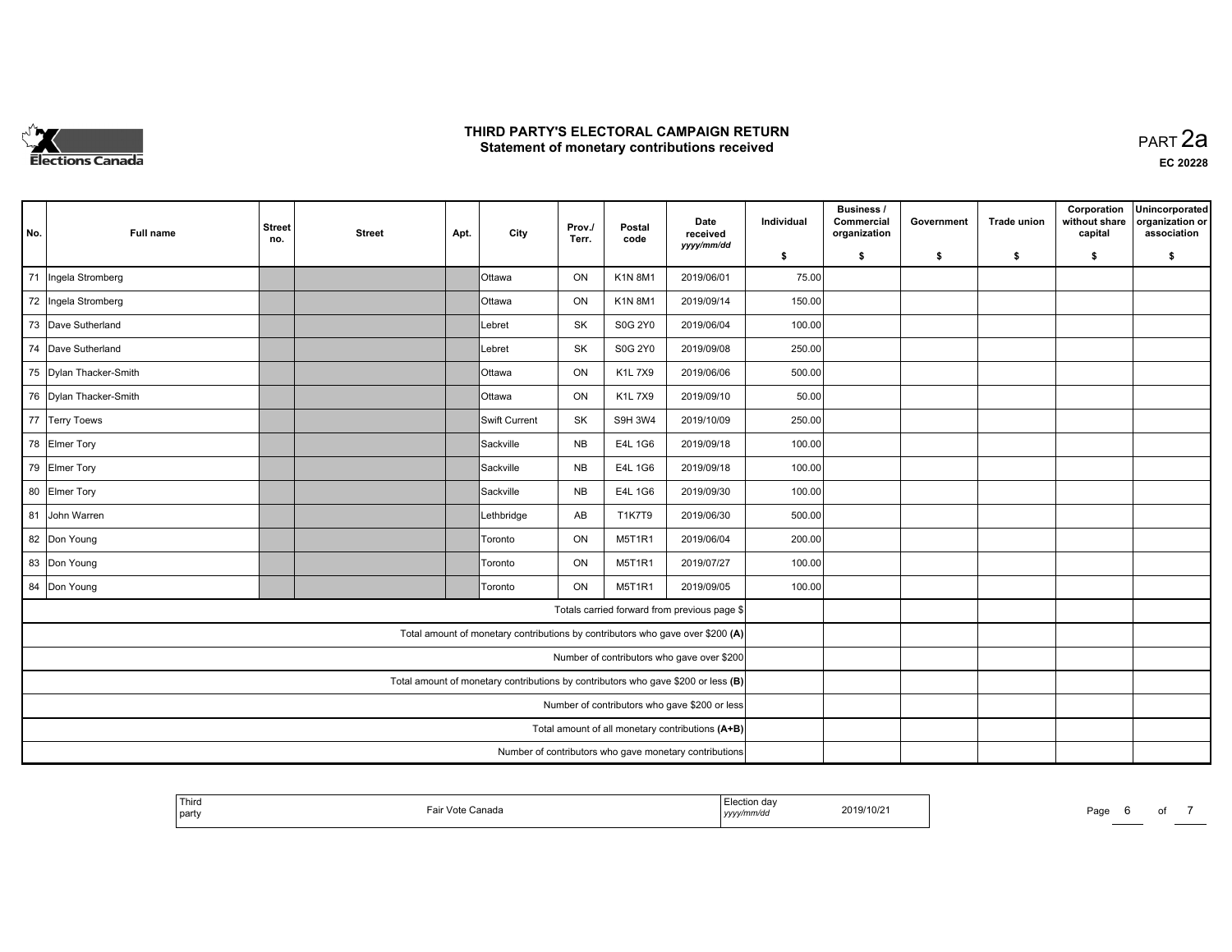# THIRD PARTY'S ELECTORAL CAMPAIGN RETURN
## Statement of monetary contributions received

PART 2a

**EC 20228**

| No. | Full name | Street no. | Street | Apt. | City | Prov./ Terr. | Postal code | Date received yyyy/mm/dd | Individual $ | Business / Commercial organization $ | Government $ | Trade union $ | Corporation without share capital $ | Unincorporated organization or association $ |
|---|---|---|---|---|---|---|---|---|---|---|---|---|---|---|
| 71 | Ingela Stromberg | | | | Ottawa | ON | K1N 8M1 | 2019/06/01 | 75.00 | | | | | |
| 72 | Ingela Stromberg | | | | Ottawa | ON | K1N 8M1 | 2019/09/14 | 150.00 | | | | | |
| 73 | Dave Sutherland | | | | Lebret | SK | S0G 2Y0 | 2019/06/04 | 100.00 | | | | | |
| 74 | Dave Sutherland | | | | Lebret | SK | S0G 2Y0 | 2019/09/08 | 250.00 | | | | | |
| 75 | Dylan Thacker-Smith | | | | Ottawa | ON | K1L 7X9 | 2019/06/06 | 500.00 | | | | | |
| 76 | Dylan Thacker-Smith | | | | Ottawa | ON | K1L 7X9 | 2019/09/10 | 50.00 | | | | | |
| 77 | Terry Toews | | | | Swift Current | SK | S9H 3W4 | 2019/10/09 | 250.00 | | | | | |
| 78 | Elmer Tory | | | | Sackville | NB | E4L 1G6 | 2019/09/18 | 100.00 | | | | | |
| 79 | Elmer Tory | | | | Sackville | NB | E4L 1G6 | 2019/09/18 | 100.00 | | | | | |
| 80 | Elmer Tory | | | | Sackville | NB | E4L 1G6 | 2019/09/30 | 100.00 | | | | | |
| 81 | John Warren | | | | Lethbridge | AB | T1K7T9 | 2019/06/30 | 500.00 | | | | | |
| 82 | Don Young | | | | Toronto | ON | M5T1R1 | 2019/06/04 | 200.00 | | | | | |
| 83 | Don Young | | | | Toronto | ON | M5T1R1 | 2019/07/27 | 100.00 | | | | | |
| 84 | Don Young | | | | Toronto | ON | M5T1R1 | 2019/09/05 | 100.00 | | | | | |
| | Totals carried forward from previous page $ | | | | | | | | | | | | | |
| | Total amount of monetary contributions by contributors who gave over $200 (A) | | | | | | | | | | | | | |
| | Number of contributors who gave over $200 | | | | | | | | | | | | | |
| | Total amount of monetary contributions by contributors who gave $200 or less (B) | | | | | | | | | | | | | |
| | Number of contributors who gave $200 or less | | | | | | | | | | | | | |
| | Total amount of all monetary contributions (A+B) | | | | | | | | | | | | | |
| | Number of contributors who gave monetary contributions | | | | | | | | | | | | | |

| Third party | Fair Vote Canada | Election day yyyy/mm/dd | 2019/10/21 |
|---|---|---|---|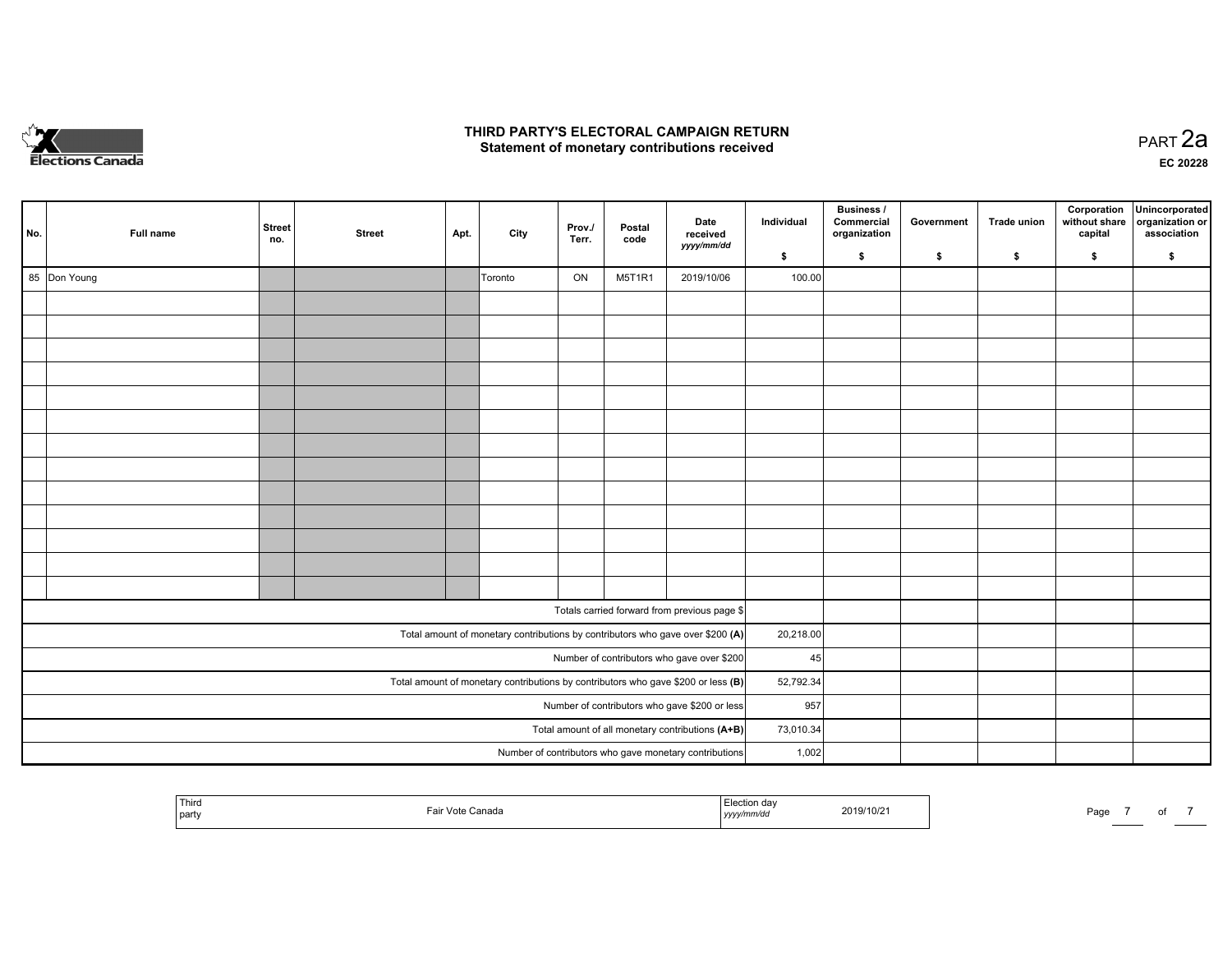# THIRD PARTY'S ELECTORAL CAMPAIGN RETURN
## Statement of monetary contributions received

PART 2a

**EC 20228**

| No. | Full name | Street no. | Street | Apt. | City | Prov./ Terr. | Postal code | Date received yyyy/mm/dd | Individual $ | Business / Commercial organization $ | Government $ | Trade union $ | Corporation without share capital $ | Unincorporated organization or association $ |
|---|---|---|---|---|---|---|---|---|---|---|---|---|---|---|
| 85 | Don Young | | | | Toronto | ON | M5T1R1 | 2019/10/06 | 100.00 | | | | | |
| | | | | | | | | | | | | | | |
| | | | | | | | | | | | | | | |
| | | | | | | | | | | | | | | |
| | | | | | | | | | | | | | | |
| | | | | | | | | | | | | | | |
| | | | | | | | | | | | | | | |
| | | | | | | | | | | | | | | |
| | | | | | | | | | | | | | | |
| | | | | | | | | | | | | | | |
| | | | | | | | | | | | | | | |
| | | | | | | | | | | | | | | |
| | | | | | | | | | | | | | | |
| | | | | | | | | | | | | | | |
| Totals carried forward from previous page $ | | | | | | | | | | | | | | |
| Total amount of monetary contributions by contributors who gave over $200 (A) | | | | | | | | | 20,218.00 | | | | | |
| Number of contributors who gave over $200 | | | | | | | | | 45 | | | | | |
| Total amount of monetary contributions by contributors who gave $200 or less (B) | | | | | | | | | 52,792.34 | | | | | |
| Number of contributors who gave $200 or less | | | | | | | | | 957 | | | | | |
| Total amount of all monetary contributions (A+B) | | | | | | | | | 73,010.34 | | | | | |
| Number of contributors who gave monetary contributions | | | | | | | | | 1,002 | | | | | |

| Third party | Fair Vote Canada | Election day yyyy/mm/dd | 2019/10/21 |
|---|---|---|---|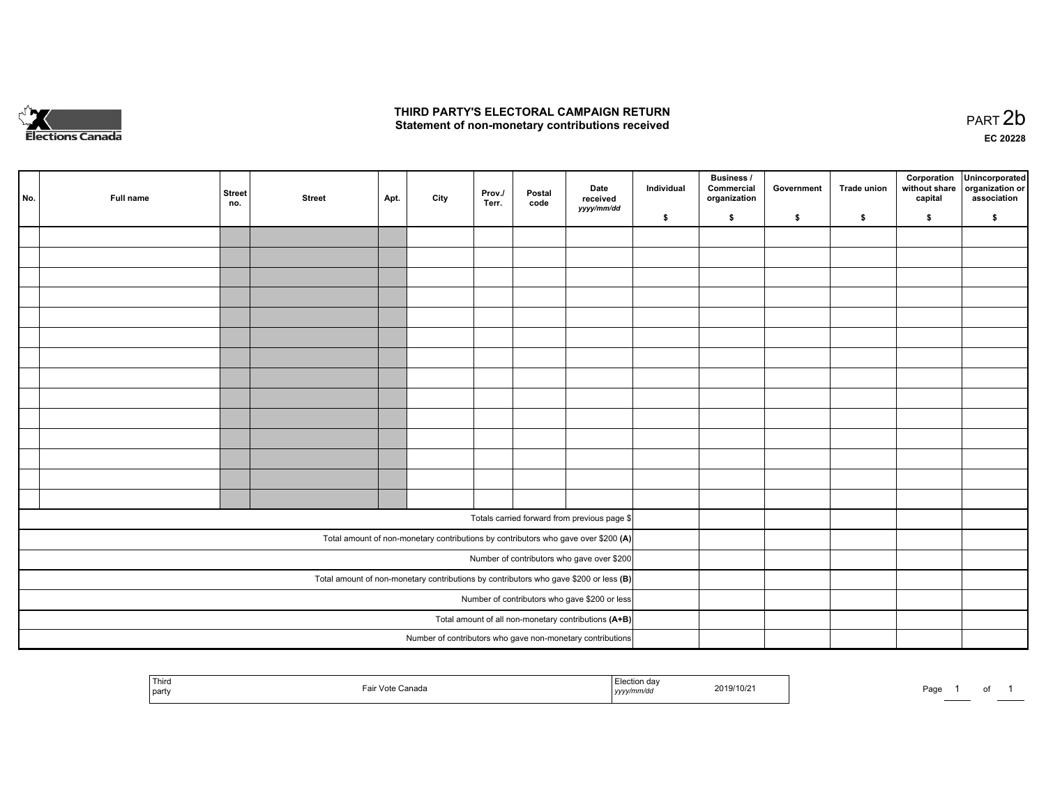# THIRD PARTY'S ELECTORAL CAMPAIGN RETURN
## Statement of non-monetary contributions received

PART 2b

EC 20228

| No. | Full name | Street no. | Street | Apt. | City | Prov./ Terr. | Postal code | Date received yyyy/mm/dd | Individual $ | Business / Commercial organization $ | Government $ | Trade union $ | Corporation without share capital $ | Unincorporated organization or association $ |
|---|---|---|---|---|---|---|---|---|---|---|---|---|---|---|
| | | | | | | | | | | | | | | |
| | | | | | | | | | | | | | | |
| | | | | | | | | | | | | | | |
| | | | | | | | | | | | | | | |
| | | | | | | | | | | | | | | |
| | | | | | | | | | | | | | | |
| | | | | | | | | | | | | | | |
| | | | | | | | | | | | | | | |
| | | | | | | | | | | | | | | |
| | | | | | | | | | | | | | | |
| | | | | | | | | | | | | | | |
| | | | | | | | | | | | | | | |
| | | | | | | | | | | | | | | |
| | | | | | | | | | | | | | | |
| Totals carried forward from previous page $ | | | | | | | | | | | | | | |
| Total amount of non-monetary contributions by contributors who gave over $200 **(A)** | | | | | | | | | | | | | | |
| Number of contributors who gave over $200 | | | | | | | | | | | | | | |
| Total amount of non-monetary contributions by contributors who gave $200 or less **(B)** | | | | | | | | | | | | | | |
| Number of contributors who gave $200 or less | | | | | | | | | | | | | | |
| Total amount of all non-monetary contributions **(A+B)** | | | | | | | | | | | | | | |
| Number of contributors who gave non-monetary contributions | | | | | | | | | | | | | | |

| Third party | Fair Vote Canada | Election day yyyy/mm/dd | 2019/10/21 |
|---|---|---|---|

Page 1 of 1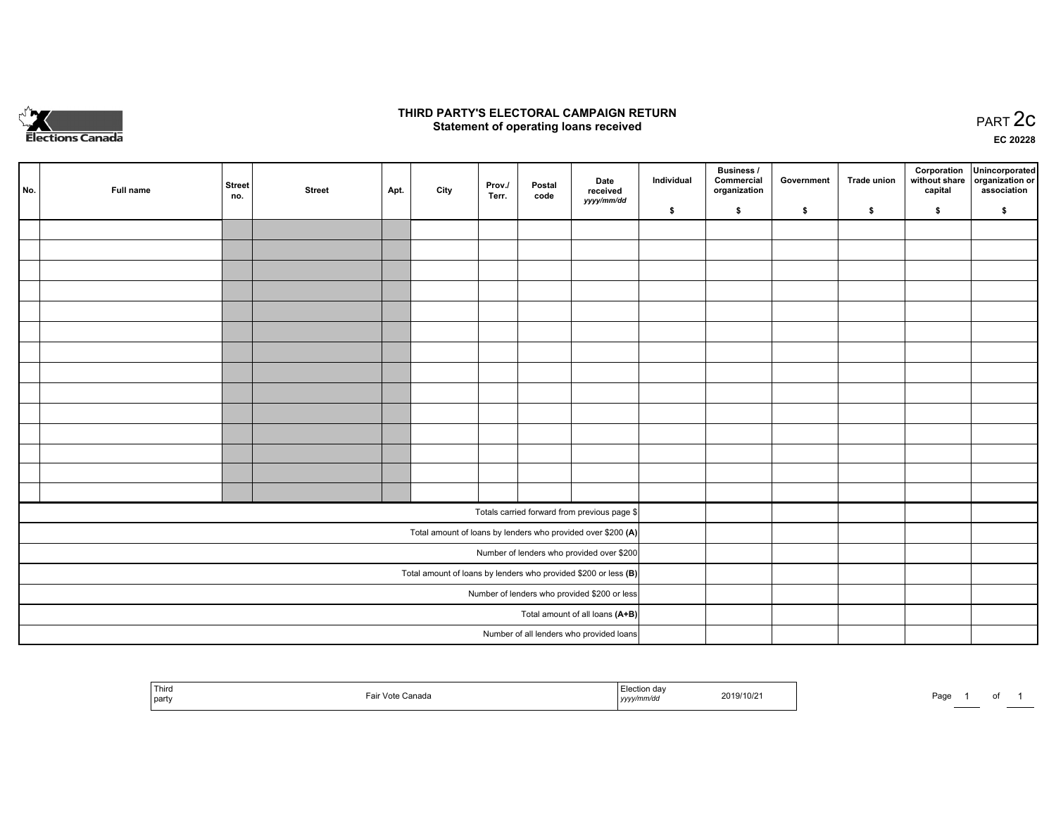# THIRD PARTY'S ELECTORAL CAMPAIGN RETURN
## Statement of operating loans received

PART 2c

EC 20228

| No. | Full name | Street no. | Street | Apt. | City | Prov./Terr. | Postal code | Date received *yyyy/mm/dd* | Individual $ | Business / Commercial organization $ | Government $ | Trade union $ | Corporation without share capital $ | Unincorporated organization or association $ |
|---|---|---|---|---|---|---|---|---|---|---|---|---|---|---|
| | | | | | | | | | | | | | | |
| | | | | | | | | | | | | | | |
| | | | | | | | | | | | | | | |
| | | | | | | | | | | | | | | |
| | | | | | | | | | | | | | | |
| | | | | | | | | | | | | | | |
| | | | | | | | | | | | | | | |
| | | | | | | | | | | | | | | |
| | | | | | | | | | | | | | | |
| | | | | | | | | | | | | | | |
| | | | | | | | | | | | | | | |
| | | | | | | | | | | | | | | |
| | | | | | | | | | | | | | | |
| | | | | | | | | | | | | | | |
| Totals carried forward from previous page $ | | | | | | | | | | | | | | |
| Total amount of loans by lenders who provided over $200 **(A)** | | | | | | | | | | | | | | |
| Number of lenders who provided over $200 | | | | | | | | | | | | | | |
| Total amount of loans by lenders who provided $200 or less **(B)** | | | | | | | | | | | | | | |
| Number of lenders who provided $200 or less | | | | | | | | | | | | | | |
| Total amount of all loans **(A+B)** | | | | | | | | | | | | | | |
| Number of all lenders who provided loans | | | | | | | | | | | | | | |

| Third party | Fair Vote Canada | Election day *yyyy/mm/dd* | 2019/10/21 |
|---|---|---|---|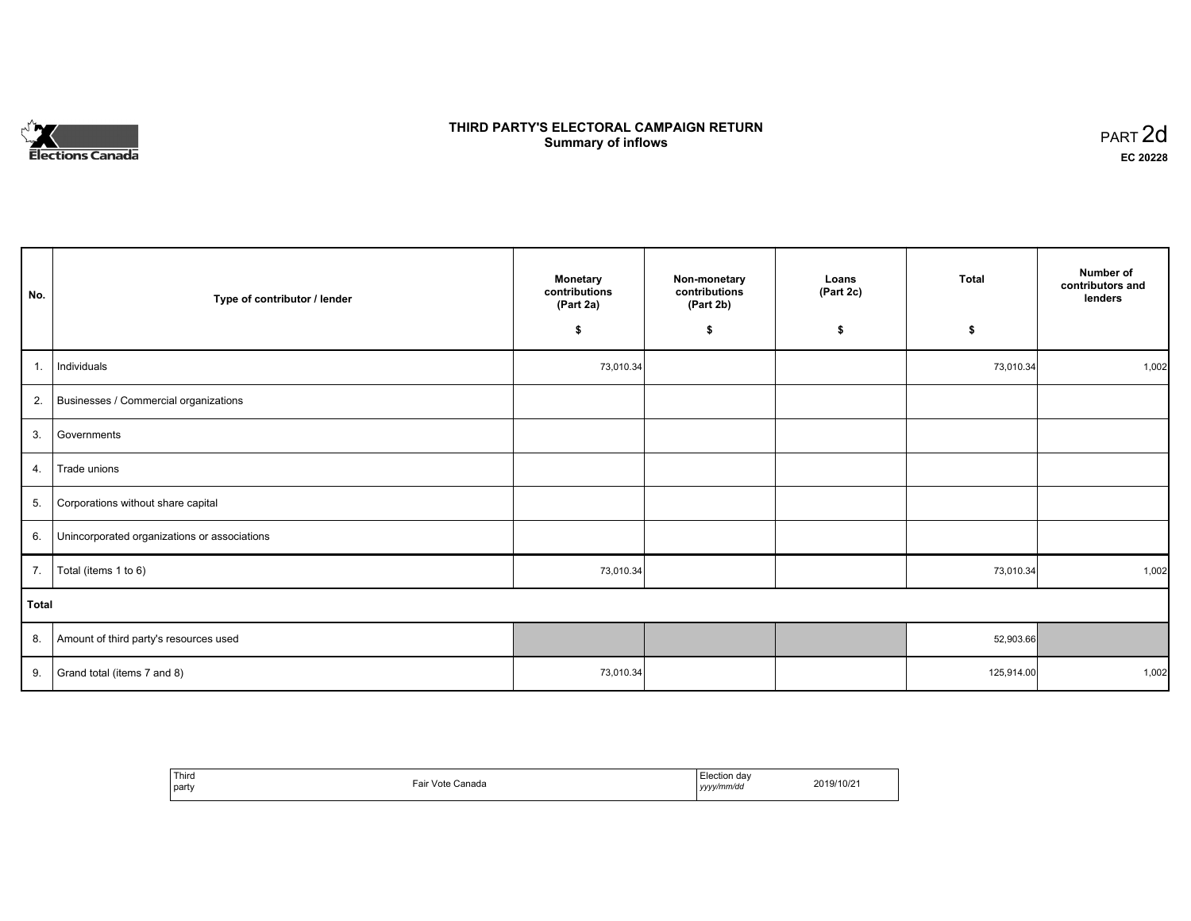Elections Canada

# THIRD PARTY'S ELECTORAL CAMPAIGN RETURN
## Summary of inflows

PART 2d

EC 20228

| No. | Type of contributor / lender | Monetary contributions (Part 2a) $ | Non-monetary contributions (Part 2b) $ | Loans (Part 2c) $ | Total $ | Number of contributors and lenders |
|---|---|---|---|---|---|---|
| 1. | Individuals | 73,010.34 | | | 73,010.34 | 1,002 |
| 2. | Businesses / Commercial organizations | | | | | |
| 3. | Governments | | | | | |
| 4. | Trade unions | | | | | |
| 5. | Corporations without share capital | | | | | |
| 6. | Unincorporated organizations or associations | | | | | |
| 7. | Total (items 1 to 6) | 73,010.34 | | | 73,010.34 | 1,002 |
| **Total** | | | | | | |
| 8. | Amount of third party's resources used | | | | 52,903.66 | |
| 9. | Grand total (items 7 and 8) | 73,010.34 | | | 125,914.00 | 1,002 |

| Third party | Fair Vote Canada | Election day *yyyy/mm/dd* | 2019/10/21 |
|---|---|---|---|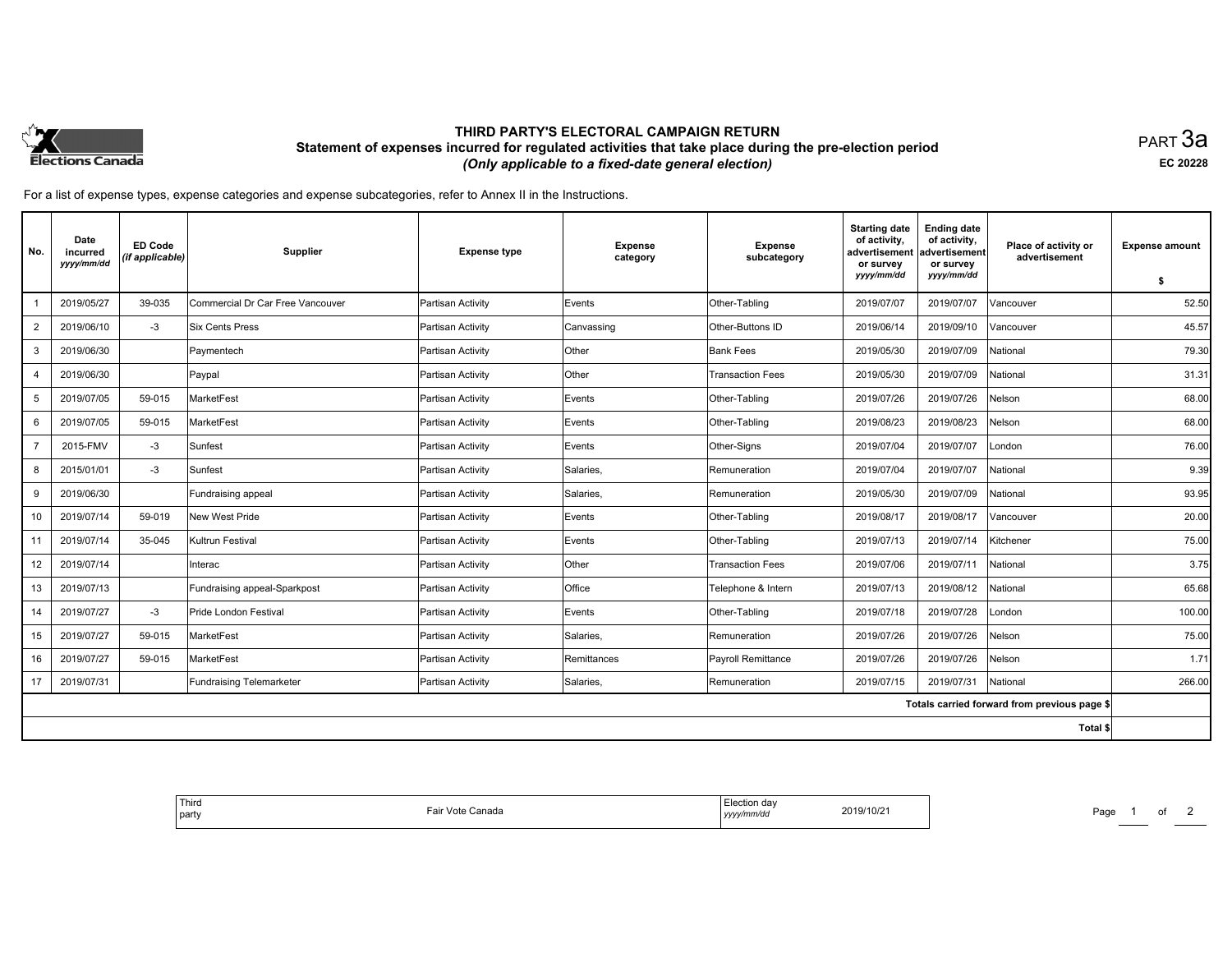# THIRD PARTY'S ELECTORAL CAMPAIGN RETURN

## Statement of expenses incurred for regulated activities that take place during the pre-election period

*(Only applicable to a fixed-date general election)*

PART 3a

EC 20228

For a list of expense types, expense categories and expense subcategories, refer to Annex II in the Instructions.

| No. | Date incurred *yyyy/mm/dd* | ED Code *(if applicable)* | Supplier | Expense type | Expense category | Expense subcategory | Starting date of activity, advertisement or survey *yyyy/mm/dd* | Ending date of activity, advertisement or survey *yyyy/mm/dd* | Place of activity or advertisement | Expense amount $ |
|---|---|---|---|---|---|---|---|---|---|---|
| 1 | 2019/05/27 | 39-035 | Commercial Dr Car Free Vancouver | Partisan Activity | Events | Other-Tabling | 2019/07/07 | 2019/07/07 | Vancouver | 52.50 |
| 2 | 2019/06/10 | -3 | Six Cents Press | Partisan Activity | Canvassing | Other-Buttons ID | 2019/06/14 | 2019/09/10 | Vancouver | 45.57 |
| 3 | 2019/06/30 | | Paymentech | Partisan Activity | Other | Bank Fees | 2019/05/30 | 2019/07/09 | National | 79.30 |
| 4 | 2019/06/30 | | Paypal | Partisan Activity | Other | Transaction Fees | 2019/05/30 | 2019/07/09 | National | 31.31 |
| 5 | 2019/07/05 | 59-015 | MarketFest | Partisan Activity | Events | Other-Tabling | 2019/07/26 | 2019/07/26 | Nelson | 68.00 |
| 6 | 2019/07/05 | 59-015 | MarketFest | Partisan Activity | Events | Other-Tabling | 2019/08/23 | 2019/08/23 | Nelson | 68.00 |
| 7 | 2015-FMV | -3 | Sunfest | Partisan Activity | Events | Other-Signs | 2019/07/04 | 2019/07/07 | London | 76.00 |
| 8 | 2015/01/01 | -3 | Sunfest | Partisan Activity | Salaries, | Remuneration | 2019/07/04 | 2019/07/07 | National | 9.39 |
| 9 | 2019/06/30 | | Fundraising appeal | Partisan Activity | Salaries, | Remuneration | 2019/05/30 | 2019/07/09 | National | 93.95 |
| 10 | 2019/07/14 | 59-019 | New West Pride | Partisan Activity | Events | Other-Tabling | 2019/08/17 | 2019/08/17 | Vancouver | 20.00 |
| 11 | 2019/07/14 | 35-045 | Kultrun Festival | Partisan Activity | Events | Other-Tabling | 2019/07/13 | 2019/07/14 | Kitchener | 75.00 |
| 12 | 2019/07/14 | | Interac | Partisan Activity | Other | Transaction Fees | 2019/07/06 | 2019/07/11 | National | 3.75 |
| 13 | 2019/07/13 | | Fundraising appeal-Sparkpost | Partisan Activity | Office | Telephone & Intern | 2019/07/13 | 2019/08/12 | National | 65.68 |
| 14 | 2019/07/27 | -3 | Pride London Festival | Partisan Activity | Events | Other-Tabling | 2019/07/18 | 2019/07/28 | London | 100.00 |
| 15 | 2019/07/27 | 59-015 | MarketFest | Partisan Activity | Salaries, | Remuneration | 2019/07/26 | 2019/07/26 | Nelson | 75.00 |
| 16 | 2019/07/27 | 59-015 | MarketFest | Partisan Activity | Remittances | Payroll Remittance | 2019/07/26 | 2019/07/26 | Nelson | 1.71 |
| 17 | 2019/07/31 | | Fundraising Telemarketer | Partisan Activity | Salaries, | Remuneration | 2019/07/15 | 2019/07/31 | National | 266.00 |
| | | | | | | | | | Totals carried forward from previous page $ | |
| | | | | | | | | | Total $ | |

| Third party | Fair Vote Canada | Election day *yyyy/mm/dd* | 2019/10/21 |
|---|---|---|---|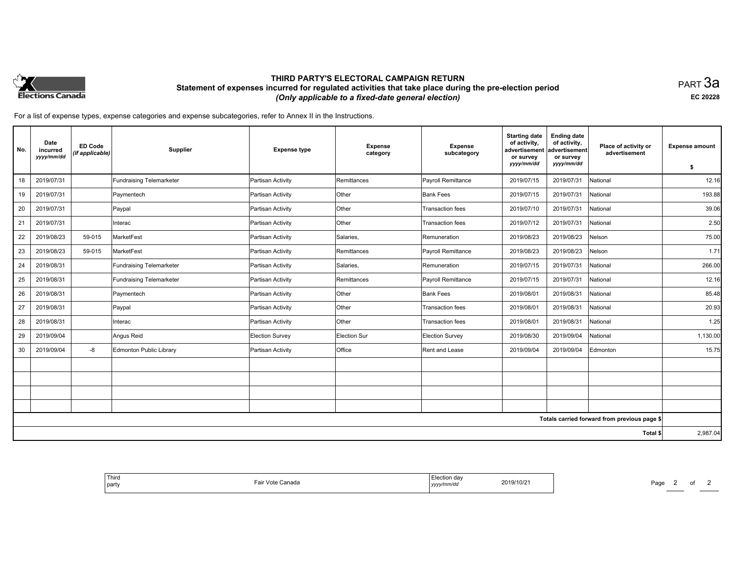# THIRD PARTY'S ELECTORAL CAMPAIGN RETURN

## Statement of expenses incurred for regulated activities that take place during the pre-election period

*(Only applicable to a fixed-date general election)*

PART 3a

EC 20228

For a list of expense types, expense categories and expense subcategories, refer to Annex II in the Instructions.

| No. | Date incurred *yyyy/mm/dd* | ED Code *(if applicable)* | Supplier | Expense type | Expense category | Expense subcategory | Starting date of activity, advertisement or survey *yyyy/mm/dd* | Ending date of activity, advertisement or survey *yyyy/mm/dd* | Place of activity or advertisement | Expense amount $ |
|---|---|---|---|---|---|---|---|---|---|---|
| 18 | 2019/07/31 | | Fundraising Telemarketer | Partisan Activity | Remittances | Payroll Remittance | 2019/07/15 | 2019/07/31 | National | 12.16 |
| 19 | 2019/07/31 | | Paymentech | Partisan Activity | Other | Bank Fees | 2019/07/15 | 2019/07/31 | National | 193.88 |
| 20 | 2019/07/31 | | Paypal | Partisan Activity | Other | Transaction fees | 2019/07/10 | 2019/07/31 | National | 39.06 |
| 21 | 2019/07/31 | | Interac | Partisan Activity | Other | Transaction fees | 2019/07/12 | 2019/07/31 | National | 2.50 |
| 22 | 2019/08/23 | 59-015 | MarketFest | Partisan Activity | Salaries, | Remuneration | 2019/08/23 | 2019/08/23 | Nelson | 75.00 |
| 23 | 2019/08/23 | 59-015 | MarketFest | Partisan Activity | Remittances | Payroll Remittance | 2019/08/23 | 2019/08/23 | Nelson | 1.71 |
| 24 | 2019/08/31 | | Fundraising Telemarketer | Partisan Activity | Salaries, | Remuneration | 2019/07/15 | 2019/07/31 | National | 266.00 |
| 25 | 2019/08/31 | | Fundraising Telemarketer | Partisan Activity | Remittances | Payroll Remittance | 2019/07/15 | 2019/07/31 | National | 12.16 |
| 26 | 2019/08/31 | | Paymentech | Partisan Activity | Other | Bank Fees | 2019/08/01 | 2019/08/31 | National | 85.48 |
| 27 | 2019/08/31 | | Paypal | Partisan Activity | Other | Transaction fees | 2019/08/01 | 2019/08/31 | National | 20.93 |
| 28 | 2019/08/31 | | Interac | Partisan Activity | Other | Transaction fees | 2019/08/01 | 2019/08/31 | National | 1.25 |
| 29 | 2019/09/04 | | Angus Reid | Election Survey | Election Sur | Election Survey | 2019/08/30 | 2019/09/04 | National | 1,130.00 |
| 30 | 2019/09/04 | -8 | Edmonton Public Library | Partisan Activity | Office | Rent and Lease | 2019/09/04 | 2019/09/04 | Edmonton | 15.75 |
| | | | | | | | | | | |
| | | | | | | | | | | |
| | | | | | | | | | | |
| | | | | | | | | | | |
| | | | | | | | | | Totals carried forward from previous page $ | |
| | | | | | | | | | Total $ | 2,987.04 |

| Third party | Fair Vote Canada | Election day *yyyy/mm/dd* | 2019/10/21 |
|---|---|---|---|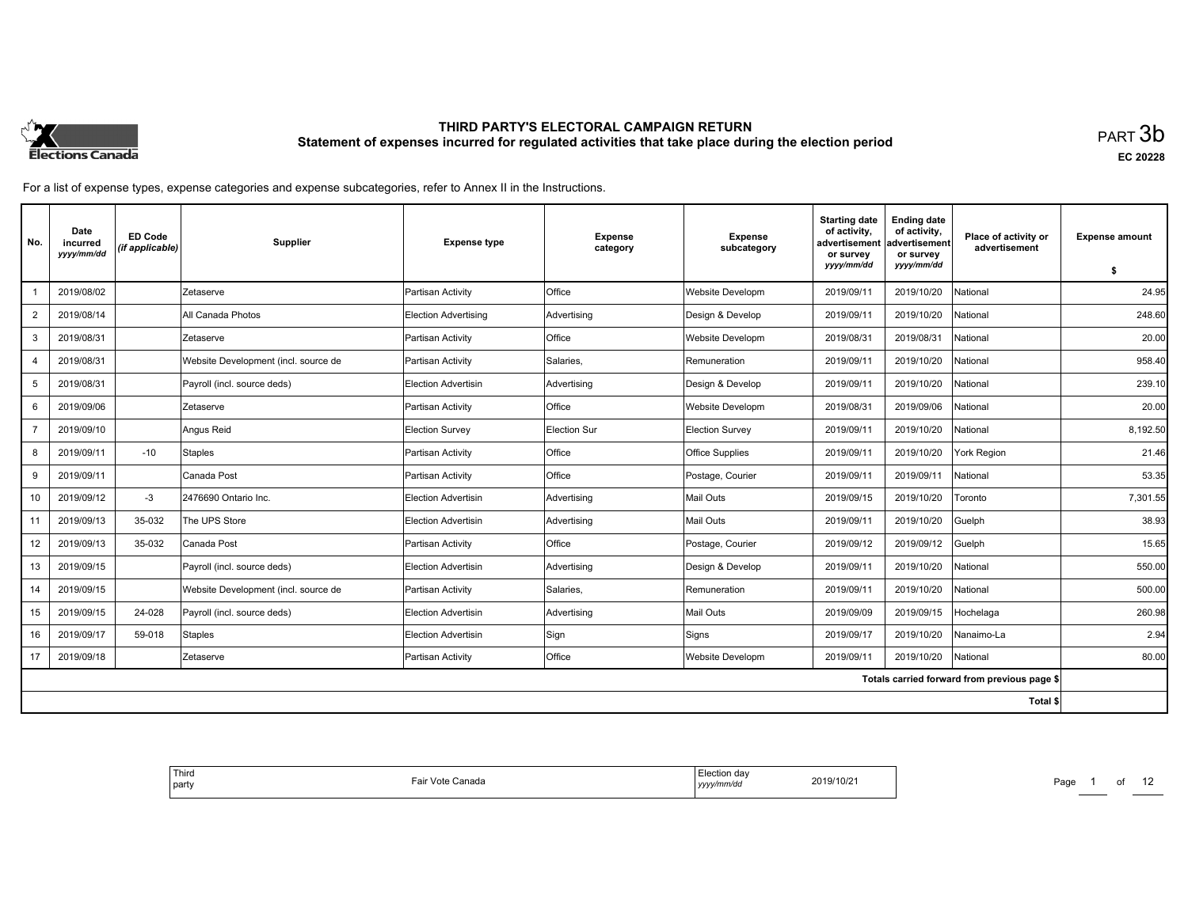# THIRD PARTY'S ELECTORAL CAMPAIGN RETURN

## Statement of expenses incurred for regulated activities that take place during the election period

PART 3b

EC 20228

For a list of expense types, expense categories and expense subcategories, refer to Annex II in the Instructions.

| No. | Date incurred *yyyy/mm/dd* | ED Code *(if applicable)* | Supplier | Expense type | Expense category | Expense subcategory | Starting date of activity, advertisement or survey *yyyy/mm/dd* | Ending date of activity, advertisement or survey *yyyy/mm/dd* | Place of activity or advertisement | Expense amount $ |
|---|---|---|---|---|---|---|---|---|---|---|
| 1 | 2019/08/02 | | Zetaserve | Partisan Activity | Office | Website Developm | 2019/09/11 | 2019/10/20 | National | 24.95 |
| 2 | 2019/08/14 | | All Canada Photos | Election Advertising | Advertising | Design & Develop | 2019/09/11 | 2019/10/20 | National | 248.60 |
| 3 | 2019/08/31 | | Zetaserve | Partisan Activity | Office | Website Developm | 2019/08/31 | 2019/08/31 | National | 20.00 |
| 4 | 2019/08/31 | | Website Development (incl. source de | Partisan Activity | Salaries, | Remuneration | 2019/09/11 | 2019/10/20 | National | 958.40 |
| 5 | 2019/08/31 | | Payroll (incl. source deds) | Election Advertisin | Advertising | Design & Develop | 2019/09/11 | 2019/10/20 | National | 239.10 |
| 6 | 2019/09/06 | | Zetaserve | Partisan Activity | Office | Website Developm | 2019/08/31 | 2019/09/06 | National | 20.00 |
| 7 | 2019/09/10 | | Angus Reid | Election Survey | Election Sur | Election Survey | 2019/09/11 | 2019/10/20 | National | 8,192.50 |
| 8 | 2019/09/11 | -10 | Staples | Partisan Activity | Office | Office Supplies | 2019/09/11 | 2019/10/20 | York Region | 21.46 |
| 9 | 2019/09/11 | | Canada Post | Partisan Activity | Office | Postage, Courier | 2019/09/11 | 2019/09/11 | National | 53.35 |
| 10 | 2019/09/12 | -3 | 2476690 Ontario Inc. | Election Advertisin | Advertising | Mail Outs | 2019/09/15 | 2019/10/20 | Toronto | 7,301.55 |
| 11 | 2019/09/13 | 35-032 | The UPS Store | Election Advertisin | Advertising | Mail Outs | 2019/09/11 | 2019/10/20 | Guelph | 38.93 |
| 12 | 2019/09/13 | 35-032 | Canada Post | Partisan Activity | Office | Postage, Courier | 2019/09/12 | 2019/09/12 | Guelph | 15.65 |
| 13 | 2019/09/15 | | Payroll (incl. source deds) | Election Advertisin | Advertising | Design & Develop | 2019/09/11 | 2019/10/20 | National | 550.00 |
| 14 | 2019/09/15 | | Website Development (incl. source de | Partisan Activity | Salaries, | Remuneration | 2019/09/11 | 2019/10/20 | National | 500.00 |
| 15 | 2019/09/15 | 24-028 | Payroll (incl. source deds) | Election Advertisin | Advertising | Mail Outs | 2019/09/09 | 2019/09/15 | Hochelaga | 260.98 |
| 16 | 2019/09/17 | 59-018 | Staples | Election Advertisin | Sign | Signs | 2019/09/17 | 2019/10/20 | Nanaimo-La | 2.94 |
| 17 | 2019/09/18 | | Zetaserve | Partisan Activity | Office | Website Developm | 2019/09/11 | 2019/10/20 | National | 80.00 |
| | | | | | | | | | Totals carried forward from previous page $ | |
| | | | | | | | | | Total $ | |

| Third party | Fair Vote Canada | Election day *yyyy/mm/dd* | 2019/10/21 |
|---|---|---|---|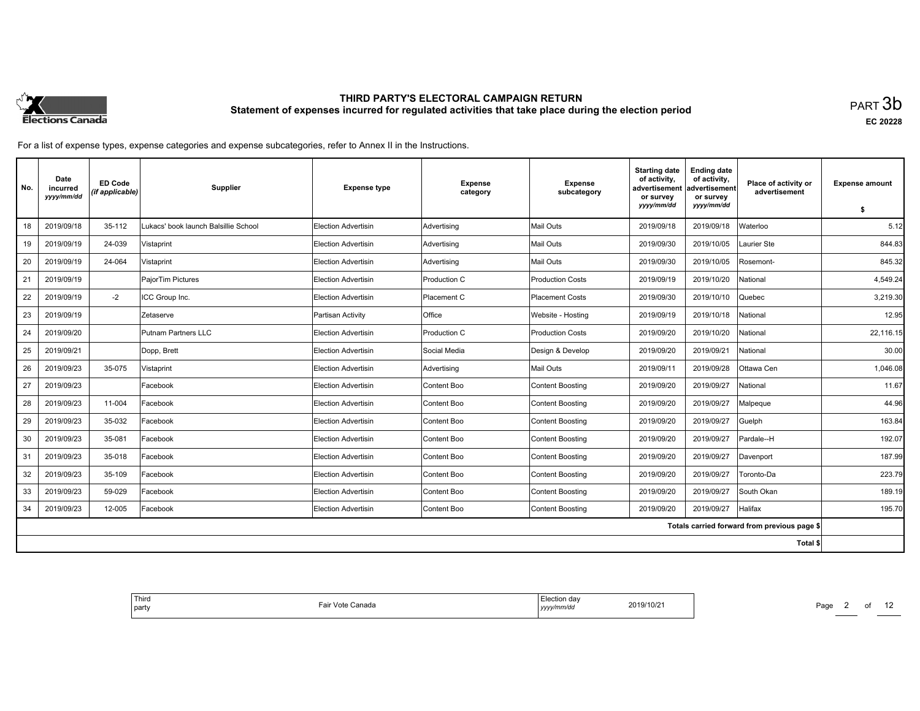# THIRD PARTY'S ELECTORAL CAMPAIGN RETURN

## Statement of expenses incurred for regulated activities that take place during the election period

PART 3b

EC 20228

For a list of expense types, expense categories and expense subcategories, refer to Annex II in the Instructions.

| No. | Date incurred yyyy/mm/dd | ED Code (if applicable) | Supplier | Expense type | Expense category | Expense subcategory | Starting date of activity, advertisement or survey yyyy/mm/dd | Ending date of activity, advertisement or survey yyyy/mm/dd | Place of activity or advertisement | Expense amount $ |
|---|---|---|---|---|---|---|---|---|---|---|
| 18 | 2019/09/18 | 35-112 | Lukacs' book launch Balsillie School | Election Advertisin | Advertising | Mail Outs | 2019/09/18 | 2019/09/18 | Waterloo | 5.12 |
| 19 | 2019/09/19 | 24-039 | Vistaprint | Election Advertisin | Advertising | Mail Outs | 2019/09/30 | 2019/10/05 | Laurier Ste | 844.83 |
| 20 | 2019/09/19 | 24-064 | Vistaprint | Election Advertisin | Advertising | Mail Outs | 2019/09/30 | 2019/10/05 | Rosemont- | 845.32 |
| 21 | 2019/09/19 | | PajorTim Pictures | Election Advertisin | Production C | Production Costs | 2019/09/19 | 2019/10/20 | National | 4,549.24 |
| 22 | 2019/09/19 | -2 | ICC Group Inc. | Election Advertisin | Placement C | Placement Costs | 2019/09/30 | 2019/10/10 | Quebec | 3,219.30 |
| 23 | 2019/09/19 | | Zetaserve | Partisan Activity | Office | Website - Hosting | 2019/09/19 | 2019/10/18 | National | 12.95 |
| 24 | 2019/09/20 | | Putnam Partners LLC | Election Advertisin | Production C | Production Costs | 2019/09/20 | 2019/10/20 | National | 22,116.15 |
| 25 | 2019/09/21 | | Dopp, Brett | Election Advertisin | Social Media | Design & Develop | 2019/09/20 | 2019/09/21 | National | 30.00 |
| 26 | 2019/09/23 | 35-075 | Vistaprint | Election Advertisin | Advertising | Mail Outs | 2019/09/11 | 2019/09/28 | Ottawa Cen | 1,046.08 |
| 27 | 2019/09/23 | | Facebook | Election Advertisin | Content Boo | Content Boosting | 2019/09/20 | 2019/09/27 | National | 11.67 |
| 28 | 2019/09/23 | 11-004 | Facebook | Election Advertisin | Content Boo | Content Boosting | 2019/09/20 | 2019/09/27 | Malpeque | 44.96 |
| 29 | 2019/09/23 | 35-032 | Facebook | Election Advertisin | Content Boo | Content Boosting | 2019/09/20 | 2019/09/27 | Guelph | 163.84 |
| 30 | 2019/09/23 | 35-081 | Facebook | Election Advertisin | Content Boo | Content Boosting | 2019/09/20 | 2019/09/27 | Pardale--H | 192.07 |
| 31 | 2019/09/23 | 35-018 | Facebook | Election Advertisin | Content Boo | Content Boosting | 2019/09/20 | 2019/09/27 | Davenport | 187.99 |
| 32 | 2019/09/23 | 35-109 | Facebook | Election Advertisin | Content Boo | Content Boosting | 2019/09/20 | 2019/09/27 | Toronto-Da | 223.79 |
| 33 | 2019/09/23 | 59-029 | Facebook | Election Advertisin | Content Boo | Content Boosting | 2019/09/20 | 2019/09/27 | South Okan | 189.19 |
| 34 | 2019/09/23 | 12-005 | Facebook | Election Advertisin | Content Boo | Content Boosting | 2019/09/20 | 2019/09/27 | Halifax | 195.70 |
| | | | | | | | | | Totals carried forward from previous page $ | |
| | | | | | | | | | Total $ | |

| Third party | Fair Vote Canada | Election day yyyy/mm/dd | 2019/10/21 |
|---|---|---|---|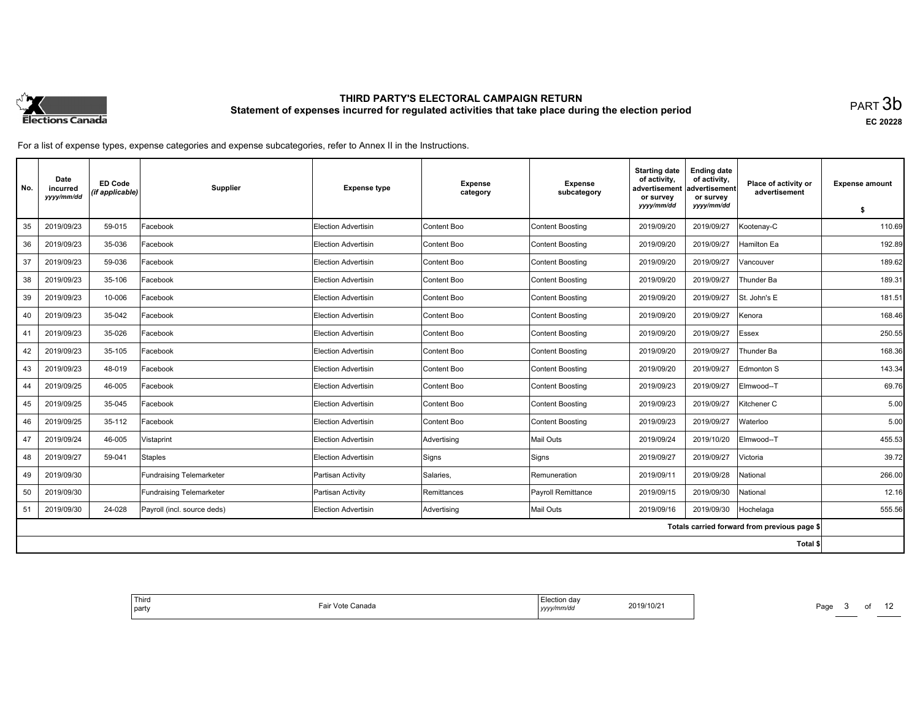# THIRD PARTY'S ELECTORAL CAMPAIGN RETURN

## Statement of expenses incurred for regulated activities that take place during the election period

PART 3b

EC 20228

For a list of expense types, expense categories and expense subcategories, refer to Annex II in the Instructions.

| No. | Date incurred *yyyy/mm/dd* | ED Code *(if applicable)* | Supplier | Expense type | Expense category | Expense subcategory | Starting date of activity, advertisement or survey *yyyy/mm/dd* | Ending date of activity, advertisement or survey *yyyy/mm/dd* | Place of activity or advertisement | Expense amount $ |
|---|---|---|---|---|---|---|---|---|---|---|
| 35 | 2019/09/23 | 59-015 | Facebook | Election Advertisin | Content Boo | Content Boosting | 2019/09/20 | 2019/09/27 | Kootenay-C | 110.69 |
| 36 | 2019/09/23 | 35-036 | Facebook | Election Advertisin | Content Boo | Content Boosting | 2019/09/20 | 2019/09/27 | Hamilton Ea | 192.89 |
| 37 | 2019/09/23 | 59-036 | Facebook | Election Advertisin | Content Boo | Content Boosting | 2019/09/20 | 2019/09/27 | Vancouver | 189.62 |
| 38 | 2019/09/23 | 35-106 | Facebook | Election Advertisin | Content Boo | Content Boosting | 2019/09/20 | 2019/09/27 | Thunder Ba | 189.31 |
| 39 | 2019/09/23 | 10-006 | Facebook | Election Advertisin | Content Boo | Content Boosting | 2019/09/20 | 2019/09/27 | St. John's E | 181.51 |
| 40 | 2019/09/23 | 35-042 | Facebook | Election Advertisin | Content Boo | Content Boosting | 2019/09/20 | 2019/09/27 | Kenora | 168.46 |
| 41 | 2019/09/23 | 35-026 | Facebook | Election Advertisin | Content Boo | Content Boosting | 2019/09/20 | 2019/09/27 | Essex | 250.55 |
| 42 | 2019/09/23 | 35-105 | Facebook | Election Advertisin | Content Boo | Content Boosting | 2019/09/20 | 2019/09/27 | Thunder Ba | 168.36 |
| 43 | 2019/09/23 | 48-019 | Facebook | Election Advertisin | Content Boo | Content Boosting | 2019/09/20 | 2019/09/27 | Edmonton S | 143.34 |
| 44 | 2019/09/25 | 46-005 | Facebook | Election Advertisin | Content Boo | Content Boosting | 2019/09/23 | 2019/09/27 | Elmwood--T | 69.76 |
| 45 | 2019/09/25 | 35-045 | Facebook | Election Advertisin | Content Boo | Content Boosting | 2019/09/23 | 2019/09/27 | Kitchener C | 5.00 |
| 46 | 2019/09/25 | 35-112 | Facebook | Election Advertisin | Content Boo | Content Boosting | 2019/09/23 | 2019/09/27 | Waterloo | 5.00 |
| 47 | 2019/09/24 | 46-005 | Vistaprint | Election Advertisin | Advertising | Mail Outs | 2019/09/24 | 2019/10/20 | Elmwood--T | 455.53 |
| 48 | 2019/09/27 | 59-041 | Staples | Election Advertisin | Signs | Signs | 2019/09/27 | 2019/09/27 | Victoria | 39.72 |
| 49 | 2019/09/30 | | Fundraising Telemarketer | Partisan Activity | Salaries, | Remuneration | 2019/09/11 | 2019/09/28 | National | 266.00 |
| 50 | 2019/09/30 | | Fundraising Telemarketer | Partisan Activity | Remittances | Payroll Remittance | 2019/09/15 | 2019/09/30 | National | 12.16 |
| 51 | 2019/09/30 | 24-028 | Payroll (incl. source deds) | Election Advertisin | Advertising | Mail Outs | 2019/09/16 | 2019/09/30 | Hochelaga | 555.56 |
| | | | | | | | | | Totals carried forward from previous page $ | |
| | | | | | | | | | Total $ | |

| Third party | Fair Vote Canada | Election day *yyyy/mm/dd* | 2019/10/21 |
|---|---|---|---|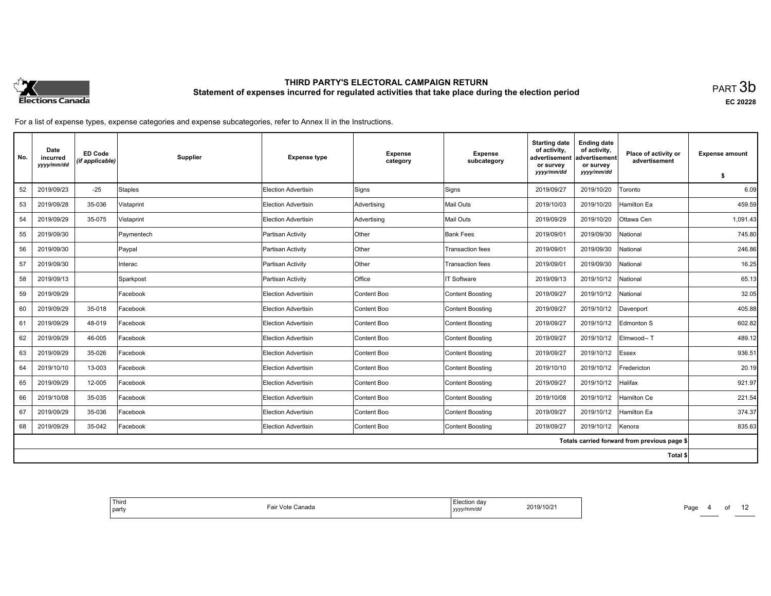# THIRD PARTY'S ELECTORAL CAMPAIGN RETURN

## Statement of expenses incurred for regulated activities that take place during the election period

PART 3b

EC 20228

For a list of expense types, expense categories and expense subcategories, refer to Annex II in the Instructions.

| No. | Date incurred *yyyy/mm/dd* | ED Code *(if applicable)* | Supplier | Expense type | Expense category | Expense subcategory | Starting date of activity, advertisement or survey *yyyy/mm/dd* | Ending date of activity, advertisement or survey *yyyy/mm/dd* | Place of activity or advertisement | Expense amount $ |
|---|---|---|---|---|---|---|---|---|---|---|
| 52 | 2019/09/23 | -25 | Staples | Election Advertisin | Signs | Signs | 2019/09/27 | 2019/10/20 | Toronto | 6.09 |
| 53 | 2019/09/28 | 35-036 | Vistaprint | Election Advertisin | Advertising | Mail Outs | 2019/10/03 | 2019/10/20 | Hamilton Ea | 459.59 |
| 54 | 2019/09/29 | 35-075 | Vistaprint | Election Advertisin | Advertising | Mail Outs | 2019/09/29 | 2019/10/20 | Ottawa Cen | 1,091.43 |
| 55 | 2019/09/30 | | Paymentech | Partisan Activity | Other | Bank Fees | 2019/09/01 | 2019/09/30 | National | 745.80 |
| 56 | 2019/09/30 | | Paypal | Partisan Activity | Other | Transaction fees | 2019/09/01 | 2019/09/30 | National | 246.86 |
| 57 | 2019/09/30 | | Interac | Partisan Activity | Other | Transaction fees | 2019/09/01 | 2019/09/30 | National | 16.25 |
| 58 | 2019/09/13 | | Sparkpost | Partisan Activity | Office | IT Software | 2019/09/13 | 2019/10/12 | National | 65.13 |
| 59 | 2019/09/29 | | Facebook | Election Advertisin | Content Boo | Content Boosting | 2019/09/27 | 2019/10/12 | National | 32.05 |
| 60 | 2019/09/29 | 35-018 | Facebook | Election Advertisin | Content Boo | Content Boosting | 2019/09/27 | 2019/10/12 | Davenport | 405.88 |
| 61 | 2019/09/29 | 48-019 | Facebook | Election Advertisin | Content Boo | Content Boosting | 2019/09/27 | 2019/10/12 | Edmonton S | 602.82 |
| 62 | 2019/09/29 | 46-005 | Facebook | Election Advertisin | Content Boo | Content Boosting | 2019/09/27 | 2019/10/12 | Elmwood-- T | 489.12 |
| 63 | 2019/09/29 | 35-026 | Facebook | Election Advertisin | Content Boo | Content Boosting | 2019/09/27 | 2019/10/12 | Essex | 936.51 |
| 64 | 2019/10/10 | 13-003 | Facebook | Election Advertisin | Content Boo | Content Boosting | 2019/10/10 | 2019/10/12 | Fredericton | 20.19 |
| 65 | 2019/09/29 | 12-005 | Facebook | Election Advertisin | Content Boo | Content Boosting | 2019/09/27 | 2019/10/12 | Halifax | 921.97 |
| 66 | 2019/10/08 | 35-035 | Facebook | Election Advertisin | Content Boo | Content Boosting | 2019/10/08 | 2019/10/12 | Hamilton Ce | 221.54 |
| 67 | 2019/09/29 | 35-036 | Facebook | Election Advertisin | Content Boo | Content Boosting | 2019/09/27 | 2019/10/12 | Hamilton Ea | 374.37 |
| 68 | 2019/09/29 | 35-042 | Facebook | Election Advertisin | Content Boo | Content Boosting | 2019/09/27 | 2019/10/12 | Kenora | 835.63 |
| | | | | | | | | | Totals carried forward from previous page $ | |
| | | | | | | | | | Total $ | |

| Third party | Fair Vote Canada | Election day *yyyy/mm/dd* | 2019/10/21 |
|---|---|---|---|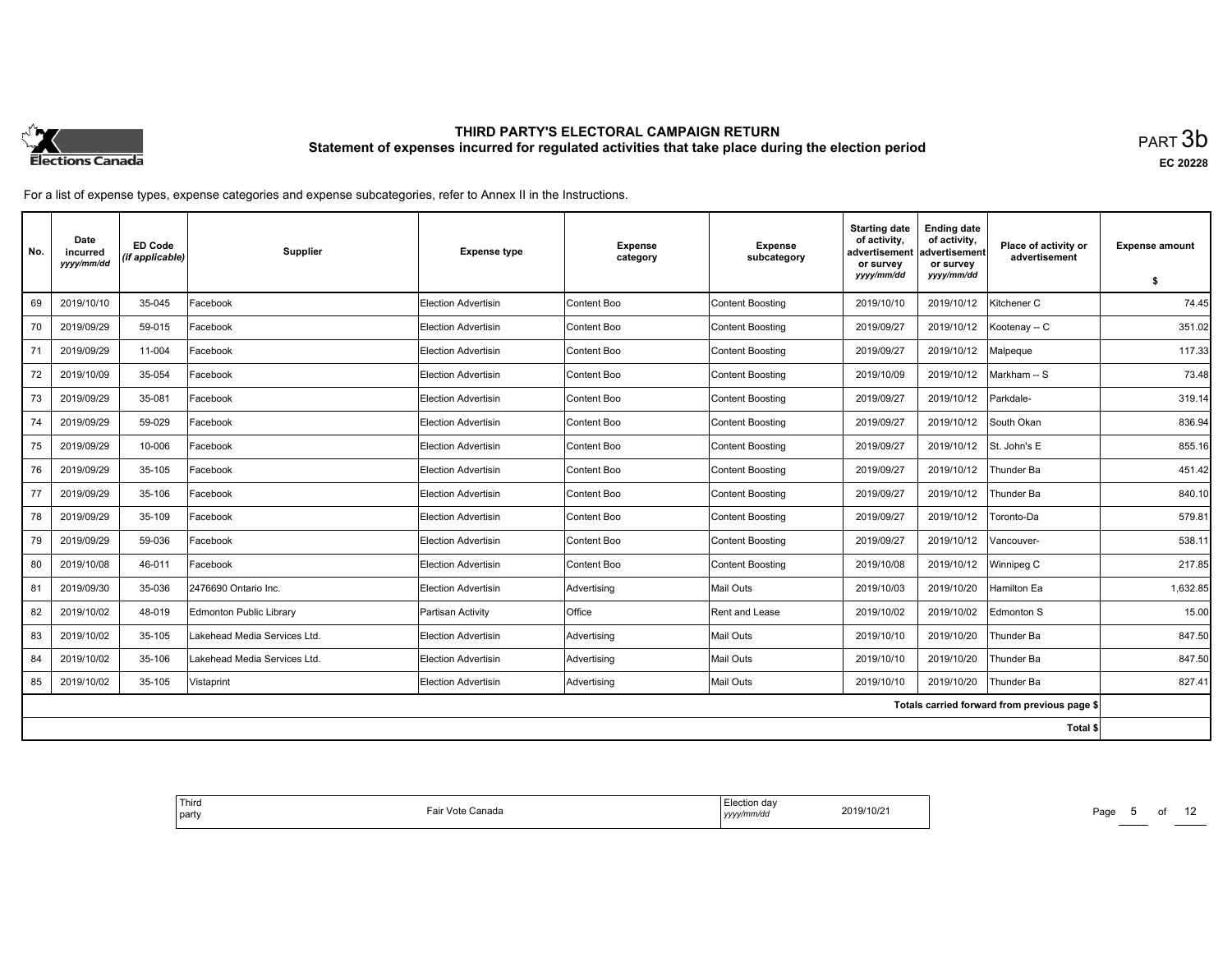# THIRD PARTY'S ELECTORAL CAMPAIGN RETURN
## Statement of expenses incurred for regulated activities that take place during the election period

PART 3b

EC 20228

For a list of expense types, expense categories and expense subcategories, refer to Annex II in the Instructions.

| No. | Date incurred *yyyy/mm/dd* | ED Code *(if applicable)* | Supplier | Expense type | Expense category | Expense subcategory | Starting date of activity, advertisement or survey *yyyy/mm/dd* | Ending date of activity, advertisement or survey *yyyy/mm/dd* | Place of activity or advertisement | Expense amount $ |
|---|---|---|---|---|---|---|---|---|---|---|
| 69 | 2019/10/10 | 35-045 | Facebook | Election Advertisin | Content Boo | Content Boosting | 2019/10/10 | 2019/10/12 | Kitchener C | 74.45 |
| 70 | 2019/09/29 | 59-015 | Facebook | Election Advertisin | Content Boo | Content Boosting | 2019/09/27 | 2019/10/12 | Kootenay -- C | 351.02 |
| 71 | 2019/09/29 | 11-004 | Facebook | Election Advertisin | Content Boo | Content Boosting | 2019/09/27 | 2019/10/12 | Malpeque | 117.33 |
| 72 | 2019/10/09 | 35-054 | Facebook | Election Advertisin | Content Boo | Content Boosting | 2019/10/09 | 2019/10/12 | Markham -- S | 73.48 |
| 73 | 2019/09/29 | 35-081 | Facebook | Election Advertisin | Content Boo | Content Boosting | 2019/09/27 | 2019/10/12 | Parkdale- | 319.14 |
| 74 | 2019/09/29 | 59-029 | Facebook | Election Advertisin | Content Boo | Content Boosting | 2019/09/27 | 2019/10/12 | South Okan | 836.94 |
| 75 | 2019/09/29 | 10-006 | Facebook | Election Advertisin | Content Boo | Content Boosting | 2019/09/27 | 2019/10/12 | St. John's E | 855.16 |
| 76 | 2019/09/29 | 35-105 | Facebook | Election Advertisin | Content Boo | Content Boosting | 2019/09/27 | 2019/10/12 | Thunder Ba | 451.42 |
| 77 | 2019/09/29 | 35-106 | Facebook | Election Advertisin | Content Boo | Content Boosting | 2019/09/27 | 2019/10/12 | Thunder Ba | 840.10 |
| 78 | 2019/09/29 | 35-109 | Facebook | Election Advertisin | Content Boo | Content Boosting | 2019/09/27 | 2019/10/12 | Toronto-Da | 579.81 |
| 79 | 2019/09/29 | 59-036 | Facebook | Election Advertisin | Content Boo | Content Boosting | 2019/09/27 | 2019/10/12 | Vancouver- | 538.11 |
| 80 | 2019/10/08 | 46-011 | Facebook | Election Advertisin | Content Boo | Content Boosting | 2019/10/08 | 2019/10/12 | Winnipeg C | 217.85 |
| 81 | 2019/09/30 | 35-036 | 2476690 Ontario Inc. | Election Advertisin | Advertising | Mail Outs | 2019/10/03 | 2019/10/20 | Hamilton Ea | 1,632.85 |
| 82 | 2019/10/02 | 48-019 | Edmonton Public Library | Partisan Activity | Office | Rent and Lease | 2019/10/02 | 2019/10/02 | Edmonton S | 15.00 |
| 83 | 2019/10/02 | 35-105 | Lakehead Media Services Ltd. | Election Advertisin | Advertising | Mail Outs | 2019/10/10 | 2019/10/20 | Thunder Ba | 847.50 |
| 84 | 2019/10/02 | 35-106 | Lakehead Media Services Ltd. | Election Advertisin | Advertising | Mail Outs | 2019/10/10 | 2019/10/20 | Thunder Ba | 847.50 |
| 85 | 2019/10/02 | 35-105 | Vistaprint | Election Advertisin | Advertising | Mail Outs | 2019/10/10 | 2019/10/20 | Thunder Ba | 827.41 |
| | | | | | | | | | Totals carried forward from previous page $ | |
| | | | | | | | | | Total $ | |

| Third party | Fair Vote Canada | Election day *yyyy/mm/dd* | 2019/10/21 |
|---|---|---|---|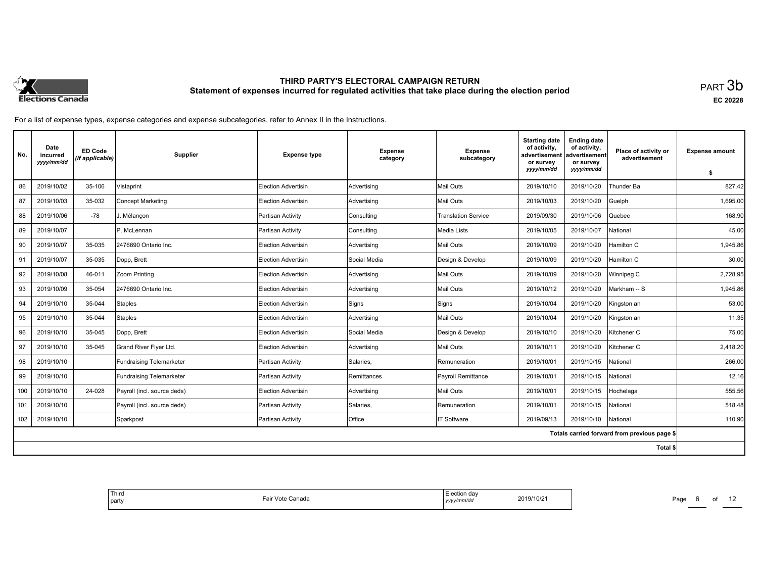# THIRD PARTY'S ELECTORAL CAMPAIGN RETURN

## Statement of expenses incurred for regulated activities that take place during the election period

PART 3b

EC 20228

For a list of expense types, expense categories and expense subcategories, refer to Annex II in the Instructions.

| No. | Date incurred *yyyy/mm/dd* | ED Code *(if applicable)* | Supplier | Expense type | Expense category | Expense subcategory | Starting date of activity, advertisement or survey *yyyy/mm/dd* | Ending date of activity, advertisement or survey *yyyy/mm/dd* | Place of activity or advertisement | Expense amount $ |
|---|---|---|---|---|---|---|---|---|---|---|
| 86 | 2019/10/02 | 35-106 | Vistaprint | Election Advertisin | Advertising | Mail Outs | 2019/10/10 | 2019/10/20 | Thunder Ba | 827.42 |
| 87 | 2019/10/03 | 35-032 | Concept Marketing | Election Advertisin | Advertising | Mail Outs | 2019/10/03 | 2019/10/20 | Guelph | 1,695.00 |
| 88 | 2019/10/06 | -78 | J. Mélançon | Partisan Activity | Consulting | Translation Service | 2019/09/30 | 2019/10/06 | Quebec | 168.90 |
| 89 | 2019/10/07 | | P. McLennan | Partisan Activity | Consulting | Media Lists | 2019/10/05 | 2019/10/07 | National | 45.00 |
| 90 | 2019/10/07 | 35-035 | 2476690 Ontario Inc. | Election Advertisin | Advertising | Mail Outs | 2019/10/09 | 2019/10/20 | Hamilton C | 1,945.86 |
| 91 | 2019/10/07 | 35-035 | Dopp, Brett | Election Advertisin | Social Media | Design & Develop | 2019/10/09 | 2019/10/20 | Hamilton C | 30.00 |
| 92 | 2019/10/08 | 46-011 | Zoom Printing | Election Advertisin | Advertising | Mail Outs | 2019/10/09 | 2019/10/20 | Winnipeg C | 2,728.95 |
| 93 | 2019/10/09 | 35-054 | 2476690 Ontario Inc. | Election Advertisin | Advertising | Mail Outs | 2019/10/12 | 2019/10/20 | Markham -- S | 1,945.86 |
| 94 | 2019/10/10 | 35-044 | Staples | Election Advertisin | Signs | Signs | 2019/10/04 | 2019/10/20 | Kingston an | 53.00 |
| 95 | 2019/10/10 | 35-044 | Staples | Election Advertisin | Advertising | Mail Outs | 2019/10/04 | 2019/10/20 | Kingston an | 11.35 |
| 96 | 2019/10/10 | 35-045 | Dopp, Brett | Election Advertisin | Social Media | Design & Develop | 2019/10/10 | 2019/10/20 | Kitchener C | 75.00 |
| 97 | 2019/10/10 | 35-045 | Grand River Flyer Ltd. | Election Advertisin | Advertising | Mail Outs | 2019/10/11 | 2019/10/20 | Kitchener C | 2,418.20 |
| 98 | 2019/10/10 | | Fundraising Telemarketer | Partisan Activity | Salaries, | Remuneration | 2019/10/01 | 2019/10/15 | National | 266.00 |
| 99 | 2019/10/10 | | Fundraising Telemarketer | Partisan Activity | Remittances | Payroll Remittance | 2019/10/01 | 2019/10/15 | National | 12.16 |
| 100 | 2019/10/10 | 24-028 | Payroll (incl. source deds) | Election Advertisin | Advertising | Mail Outs | 2019/10/01 | 2019/10/15 | Hochelaga | 555.56 |
| 101 | 2019/10/10 | | Payroll (incl. source deds) | Partisan Activity | Salaries, | Remuneration | 2019/10/01 | 2019/10/15 | National | 518.48 |
| 102 | 2019/10/10 | | Sparkpost | Partisan Activity | Office | IT Software | 2019/09/13 | 2019/10/10 | National | 110.90 |
| | | | | | | | | | Totals carried forward from previous page $ | |
| | | | | | | | | | Total $ | |

| Third party | Fair Vote Canada | Election day *yyyy/mm/dd* | 2019/10/21 |
|---|---|---|---|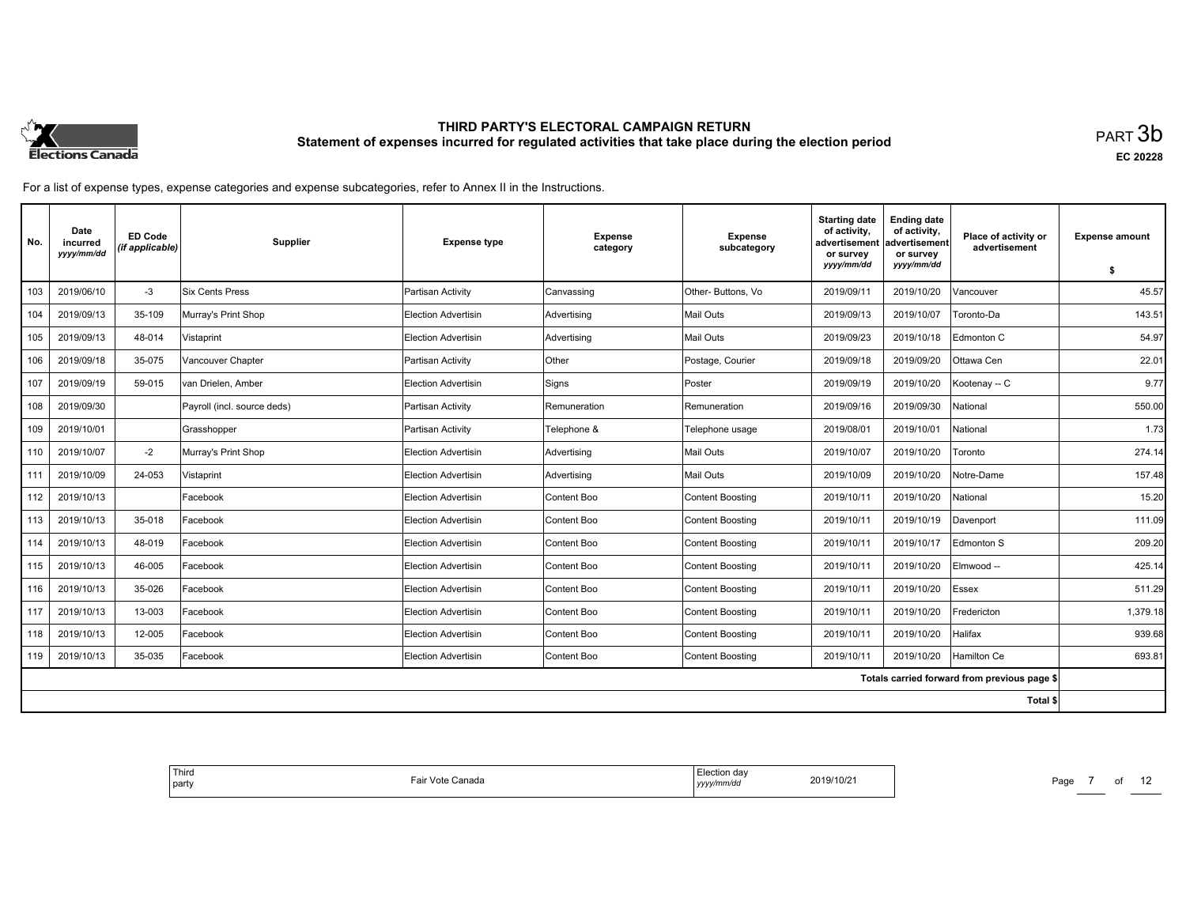# THIRD PARTY'S ELECTORAL CAMPAIGN RETURN

## Statement of expenses incurred for regulated activities that take place during the election period

PART 3b

EC 20228

For a list of expense types, expense categories and expense subcategories, refer to Annex II in the Instructions.

| No. | Date incurred *yyyy/mm/dd* | ED Code *(if applicable)* | Supplier | Expense type | Expense category | Expense subcategory | Starting date of activity, advertisement or survey *yyyy/mm/dd* | Ending date of activity, advertisement or survey *yyyy/mm/dd* | Place of activity or advertisement | Expense amount $ |
|---|---|---|---|---|---|---|---|---|---|---|
| 103 | 2019/06/10 | -3 | Six Cents Press | Partisan Activity | Canvassing | Other- Buttons, Vo | 2019/09/11 | 2019/10/20 | Vancouver | 45.57 |
| 104 | 2019/09/13 | 35-109 | Murray's Print Shop | Election Advertisin | Advertising | Mail Outs | 2019/09/13 | 2019/10/07 | Toronto-Da | 143.51 |
| 105 | 2019/09/13 | 48-014 | Vistaprint | Election Advertisin | Advertising | Mail Outs | 2019/09/23 | 2019/10/18 | Edmonton C | 54.97 |
| 106 | 2019/09/18 | 35-075 | Vancouver Chapter | Partisan Activity | Other | Postage, Courier | 2019/09/18 | 2019/09/20 | Ottawa Cen | 22.01 |
| 107 | 2019/09/19 | 59-015 | van Drielen, Amber | Election Advertisin | Signs | Poster | 2019/09/19 | 2019/10/20 | Kootenay -- C | 9.77 |
| 108 | 2019/09/30 | | Payroll (incl. source deds) | Partisan Activity | Remuneration | Remuneration | 2019/09/16 | 2019/09/30 | National | 550.00 |
| 109 | 2019/10/01 | | Grasshopper | Partisan Activity | Telephone & | Telephone usage | 2019/08/01 | 2019/10/01 | National | 1.73 |
| 110 | 2019/10/07 | -2 | Murray's Print Shop | Election Advertisin | Advertising | Mail Outs | 2019/10/07 | 2019/10/20 | Toronto | 274.14 |
| 111 | 2019/10/09 | 24-053 | Vistaprint | Election Advertisin | Advertising | Mail Outs | 2019/10/09 | 2019/10/20 | Notre-Dame | 157.48 |
| 112 | 2019/10/13 | | Facebook | Election Advertisin | Content Boo | Content Boosting | 2019/10/11 | 2019/10/20 | National | 15.20 |
| 113 | 2019/10/13 | 35-018 | Facebook | Election Advertisin | Content Boo | Content Boosting | 2019/10/11 | 2019/10/19 | Davenport | 111.09 |
| 114 | 2019/10/13 | 48-019 | Facebook | Election Advertisin | Content Boo | Content Boosting | 2019/10/11 | 2019/10/17 | Edmonton S | 209.20 |
| 115 | 2019/10/13 | 46-005 | Facebook | Election Advertisin | Content Boo | Content Boosting | 2019/10/11 | 2019/10/20 | Elmwood -- | 425.14 |
| 116 | 2019/10/13 | 35-026 | Facebook | Election Advertisin | Content Boo | Content Boosting | 2019/10/11 | 2019/10/20 | Essex | 511.29 |
| 117 | 2019/10/13 | 13-003 | Facebook | Election Advertisin | Content Boo | Content Boosting | 2019/10/11 | 2019/10/20 | Fredericton | 1,379.18 |
| 118 | 2019/10/13 | 12-005 | Facebook | Election Advertisin | Content Boo | Content Boosting | 2019/10/11 | 2019/10/20 | Halifax | 939.68 |
| 119 | 2019/10/13 | 35-035 | Facebook | Election Advertisin | Content Boo | Content Boosting | 2019/10/11 | 2019/10/20 | Hamilton Ce | 693.81 |
| | | | | | | | | | Totals carried forward from previous page $ | |
| | | | | | | | | | Total $ | |

| Third party | Fair Vote Canada | Election day *yyyy/mm/dd* | 2019/10/21 |
|---|---|---|---|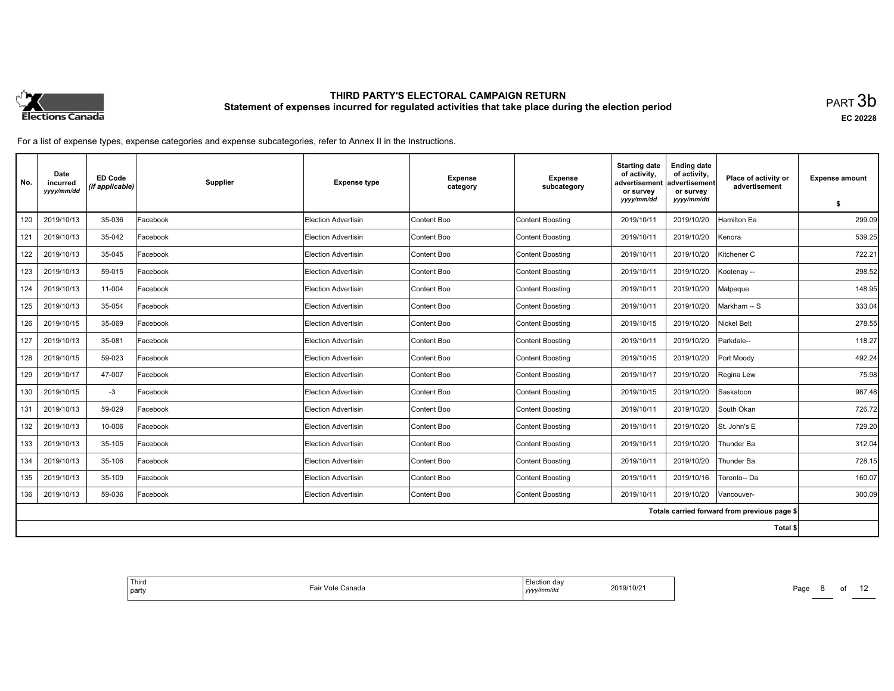# THIRD PARTY'S ELECTORAL CAMPAIGN RETURN

## Statement of expenses incurred for regulated activities that take place during the election period

PART 3b

EC 20228

For a list of expense types, expense categories and expense subcategories, refer to Annex II in the Instructions.

| No. | Date incurred *yyyy/mm/dd* | ED Code *(if applicable)* | Supplier | Expense type | Expense category | Expense subcategory | Starting date of activity, advertisement or survey *yyyy/mm/dd* | Ending date of activity, advertisement or survey *yyyy/mm/dd* | Place of activity or advertisement | Expense amount $ |
|---|---|---|---|---|---|---|---|---|---|---|
| 120 | 2019/10/13 | 35-036 | Facebook | Election Advertisin | Content Boo | Content Boosting | 2019/10/11 | 2019/10/20 | Hamilton Ea | 299.09 |
| 121 | 2019/10/13 | 35-042 | Facebook | Election Advertisin | Content Boo | Content Boosting | 2019/10/11 | 2019/10/20 | Kenora | 539.25 |
| 122 | 2019/10/13 | 35-045 | Facebook | Election Advertisin | Content Boo | Content Boosting | 2019/10/11 | 2019/10/20 | Kitchener C | 722.21 |
| 123 | 2019/10/13 | 59-015 | Facebook | Election Advertisin | Content Boo | Content Boosting | 2019/10/11 | 2019/10/20 | Kootenay -- | 298.52 |
| 124 | 2019/10/13 | 11-004 | Facebook | Election Advertisin | Content Boo | Content Boosting | 2019/10/11 | 2019/10/20 | Malpeque | 148.95 |
| 125 | 2019/10/13 | 35-054 | Facebook | Election Advertisin | Content Boo | Content Boosting | 2019/10/11 | 2019/10/20 | Markham -- S | 333.04 |
| 126 | 2019/10/15 | 35-069 | Facebook | Election Advertisin | Content Boo | Content Boosting | 2019/10/15 | 2019/10/20 | Nickel Belt | 278.55 |
| 127 | 2019/10/13 | 35-081 | Facebook | Election Advertisin | Content Boo | Content Boosting | 2019/10/11 | 2019/10/20 | Parkdale-- | 118.27 |
| 128 | 2019/10/15 | 59-023 | Facebook | Election Advertisin | Content Boo | Content Boosting | 2019/10/15 | 2019/10/20 | Port Moody | 492.24 |
| 129 | 2019/10/17 | 47-007 | Facebook | Election Advertisin | Content Boo | Content Boosting | 2019/10/17 | 2019/10/20 | Regina Lew | 75.98 |
| 130 | 2019/10/15 | -3 | Facebook | Election Advertisin | Content Boo | Content Boosting | 2019/10/15 | 2019/10/20 | Saskatoon | 987.48 |
| 131 | 2019/10/13 | 59-029 | Facebook | Election Advertisin | Content Boo | Content Boosting | 2019/10/11 | 2019/10/20 | South Okan | 726.72 |
| 132 | 2019/10/13 | 10-006 | Facebook | Election Advertisin | Content Boo | Content Boosting | 2019/10/11 | 2019/10/20 | St. John's E | 729.20 |
| 133 | 2019/10/13 | 35-105 | Facebook | Election Advertisin | Content Boo | Content Boosting | 2019/10/11 | 2019/10/20 | Thunder Ba | 312.04 |
| 134 | 2019/10/13 | 35-106 | Facebook | Election Advertisin | Content Boo | Content Boosting | 2019/10/11 | 2019/10/20 | Thunder Ba | 728.15 |
| 135 | 2019/10/13 | 35-109 | Facebook | Election Advertisin | Content Boo | Content Boosting | 2019/10/11 | 2019/10/16 | Toronto-- Da | 160.07 |
| 136 | 2019/10/13 | 59-036 | Facebook | Election Advertisin | Content Boo | Content Boosting | 2019/10/11 | 2019/10/20 | Vancouver- | 300.09 |
| | | | | | | | | | Totals carried forward from previous page $ | |
| | | | | | | | | | Total $ | |

| Third party | Fair Vote Canada | Election day *yyyy/mm/dd* | 2019/10/21 |
|---|---|---|---|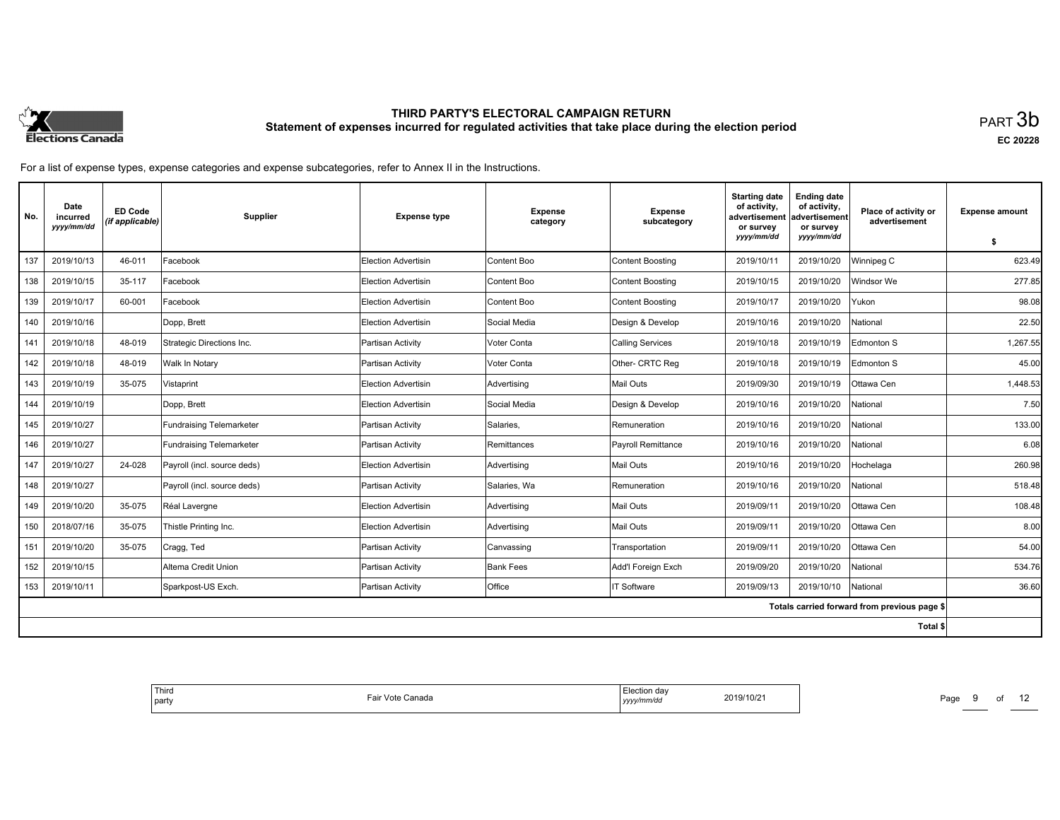# THIRD PARTY'S ELECTORAL CAMPAIGN RETURN

## Statement of expenses incurred for regulated activities that take place during the election period

PART 3b

EC 20228

For a list of expense types, expense categories and expense subcategories, refer to Annex II in the Instructions.

| No. | Date incurred *yyyy/mm/dd* | ED Code *(if applicable)* | Supplier | Expense type | Expense category | Expense subcategory | Starting date of activity, advertisement or survey *yyyy/mm/dd* | Ending date of activity, advertisement or survey *yyyy/mm/dd* | Place of activity or advertisement | Expense amount $ |
|---|---|---|---|---|---|---|---|---|---|---|
| 137 | 2019/10/13 | 46-011 | Facebook | Election Advertisin | Content Boo | Content Boosting | 2019/10/11 | 2019/10/20 | Winnipeg C | 623.49 |
| 138 | 2019/10/15 | 35-117 | Facebook | Election Advertisin | Content Boo | Content Boosting | 2019/10/15 | 2019/10/20 | Windsor We | 277.85 |
| 139 | 2019/10/17 | 60-001 | Facebook | Election Advertisin | Content Boo | Content Boosting | 2019/10/17 | 2019/10/20 | Yukon | 98.08 |
| 140 | 2019/10/16 | | Dopp, Brett | Election Advertisin | Social Media | Design & Develop | 2019/10/16 | 2019/10/20 | National | 22.50 |
| 141 | 2019/10/18 | 48-019 | Strategic Directions Inc. | Partisan Activity | Voter Conta | Calling Services | 2019/10/18 | 2019/10/19 | Edmonton S | 1,267.55 |
| 142 | 2019/10/18 | 48-019 | Walk In Notary | Partisan Activity | Voter Conta | Other- CRTC Reg | 2019/10/18 | 2019/10/19 | Edmonton S | 45.00 |
| 143 | 2019/10/19 | 35-075 | Vistaprint | Election Advertisin | Advertising | Mail Outs | 2019/09/30 | 2019/10/19 | Ottawa Cen | 1,448.53 |
| 144 | 2019/10/19 | | Dopp, Brett | Election Advertisin | Social Media | Design & Develop | 2019/10/16 | 2019/10/20 | National | 7.50 |
| 145 | 2019/10/27 | | Fundraising Telemarketer | Partisan Activity | Salaries, | Remuneration | 2019/10/16 | 2019/10/20 | National | 133.00 |
| 146 | 2019/10/27 | | Fundraising Telemarketer | Partisan Activity | Remittances | Payroll Remittance | 2019/10/16 | 2019/10/20 | National | 6.08 |
| 147 | 2019/10/27 | 24-028 | Payroll (incl. source deds) | Election Advertisin | Advertising | Mail Outs | 2019/10/16 | 2019/10/20 | Hochelaga | 260.98 |
| 148 | 2019/10/27 | | Payroll (incl. source deds) | Partisan Activity | Salaries, Wa | Remuneration | 2019/10/16 | 2019/10/20 | National | 518.48 |
| 149 | 2019/10/20 | 35-075 | Réal Lavergne | Election Advertisin | Advertising | Mail Outs | 2019/09/11 | 2019/10/20 | Ottawa Cen | 108.48 |
| 150 | 2018/07/16 | 35-075 | Thistle Printing Inc. | Election Advertisin | Advertising | Mail Outs | 2019/09/11 | 2019/10/20 | Ottawa Cen | 8.00 |
| 151 | 2019/10/20 | 35-075 | Cragg, Ted | Partisan Activity | Canvassing | Transportation | 2019/09/11 | 2019/10/20 | Ottawa Cen | 54.00 |
| 152 | 2019/10/15 | | Altema Credit Union | Partisan Activity | Bank Fees | Add'l Foreign Exch | 2019/09/20 | 2019/10/20 | National | 534.76 |
| 153 | 2019/10/11 | | Sparkpost-US Exch. | Partisan Activity | Office | IT Software | 2019/09/13 | 2019/10/10 | National | 36.60 |
| | | | | | | | | | Totals carried forward from previous page $ | |
| | | | | | | | | | Total $ | |

| Third party | Fair Vote Canada | Election day *yyyy/mm/dd* | 2019/10/21 |
|---|---|---|---|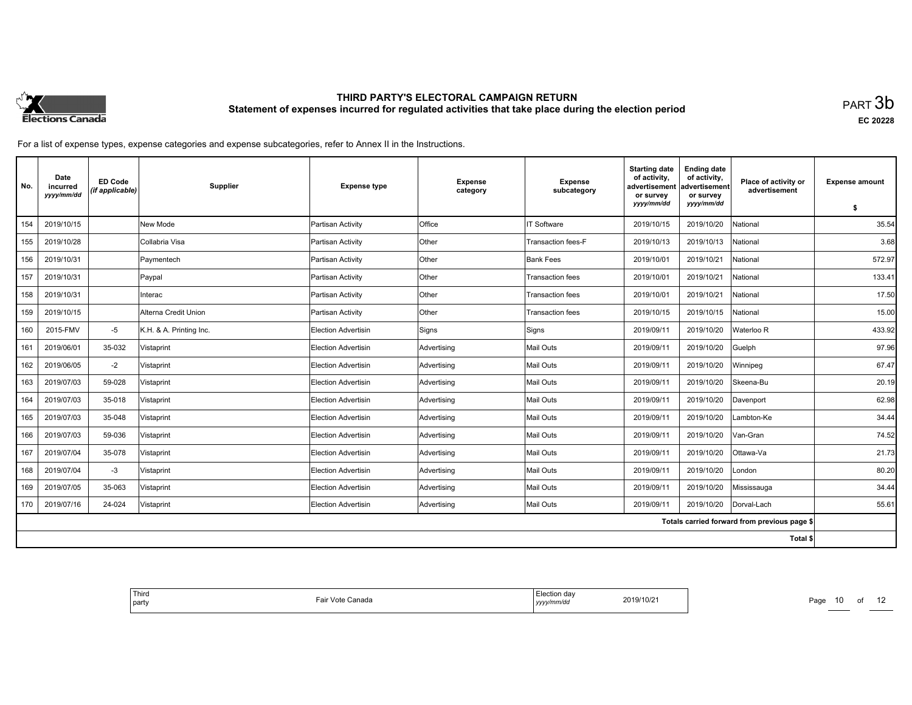# THIRD PARTY'S ELECTORAL CAMPAIGN RETURN

## Statement of expenses incurred for regulated activities that take place during the election period

PART 3b

EC 20228

For a list of expense types, expense categories and expense subcategories, refer to Annex II in the Instructions.

| No. | Date incurred *yyyy/mm/dd* | ED Code *(if applicable)* | Supplier | Expense type | Expense category | Expense subcategory | Starting date of activity, advertisement or survey *yyyy/mm/dd* | Ending date of activity, advertisement or survey *yyyy/mm/dd* | Place of activity or advertisement | Expense amount $ |
|---|---|---|---|---|---|---|---|---|---|---|
| 154 | 2019/10/15 | | New Mode | Partisan Activity | Office | IT Software | 2019/10/15 | 2019/10/20 | National | 35.54 |
| 155 | 2019/10/28 | | Collabria Visa | Partisan Activity | Other | Transaction fees-F | 2019/10/13 | 2019/10/13 | National | 3.68 |
| 156 | 2019/10/31 | | Paymentech | Partisan Activity | Other | Bank Fees | 2019/10/01 | 2019/10/21 | National | 572.97 |
| 157 | 2019/10/31 | | Paypal | Partisan Activity | Other | Transaction fees | 2019/10/01 | 2019/10/21 | National | 133.41 |
| 158 | 2019/10/31 | | Interac | Partisan Activity | Other | Transaction fees | 2019/10/01 | 2019/10/21 | National | 17.50 |
| 159 | 2019/10/15 | | Alterna Credit Union | Partisan Activity | Other | Transaction fees | 2019/10/15 | 2019/10/15 | National | 15.00 |
| 160 | 2015-FMV | -5 | K.H. & A. Printing Inc. | Election Advertisin | Signs | Signs | 2019/09/11 | 2019/10/20 | Waterloo R | 433.92 |
| 161 | 2019/06/01 | 35-032 | Vistaprint | Election Advertisin | Advertising | Mail Outs | 2019/09/11 | 2019/10/20 | Guelph | 97.96 |
| 162 | 2019/06/05 | -2 | Vistaprint | Election Advertisin | Advertising | Mail Outs | 2019/09/11 | 2019/10/20 | Winnipeg | 67.47 |
| 163 | 2019/07/03 | 59-028 | Vistaprint | Election Advertisin | Advertising | Mail Outs | 2019/09/11 | 2019/10/20 | Skeena-Bu | 20.19 |
| 164 | 2019/07/03 | 35-018 | Vistaprint | Election Advertisin | Advertising | Mail Outs | 2019/09/11 | 2019/10/20 | Davenport | 62.98 |
| 165 | 2019/07/03 | 35-048 | Vistaprint | Election Advertisin | Advertising | Mail Outs | 2019/09/11 | 2019/10/20 | Lambton-Ke | 34.44 |
| 166 | 2019/07/03 | 59-036 | Vistaprint | Election Advertisin | Advertising | Mail Outs | 2019/09/11 | 2019/10/20 | Van-Gran | 74.52 |
| 167 | 2019/07/04 | 35-078 | Vistaprint | Election Advertisin | Advertising | Mail Outs | 2019/09/11 | 2019/10/20 | Ottawa-Va | 21.73 |
| 168 | 2019/07/04 | -3 | Vistaprint | Election Advertisin | Advertising | Mail Outs | 2019/09/11 | 2019/10/20 | London | 80.20 |
| 169 | 2019/07/05 | 35-063 | Vistaprint | Election Advertisin | Advertising | Mail Outs | 2019/09/11 | 2019/10/20 | Mississauga | 34.44 |
| 170 | 2019/07/16 | 24-024 | Vistaprint | Election Advertisin | Advertising | Mail Outs | 2019/09/11 | 2019/10/20 | Dorval-Lach | 55.61 |
| | | | | | | | | | Totals carried forward from previous page $ | |
| | | | | | | | | | Total $ | |

Third party: Fair Vote Canada

Election day *yyyy/mm/dd*: 2019/10/21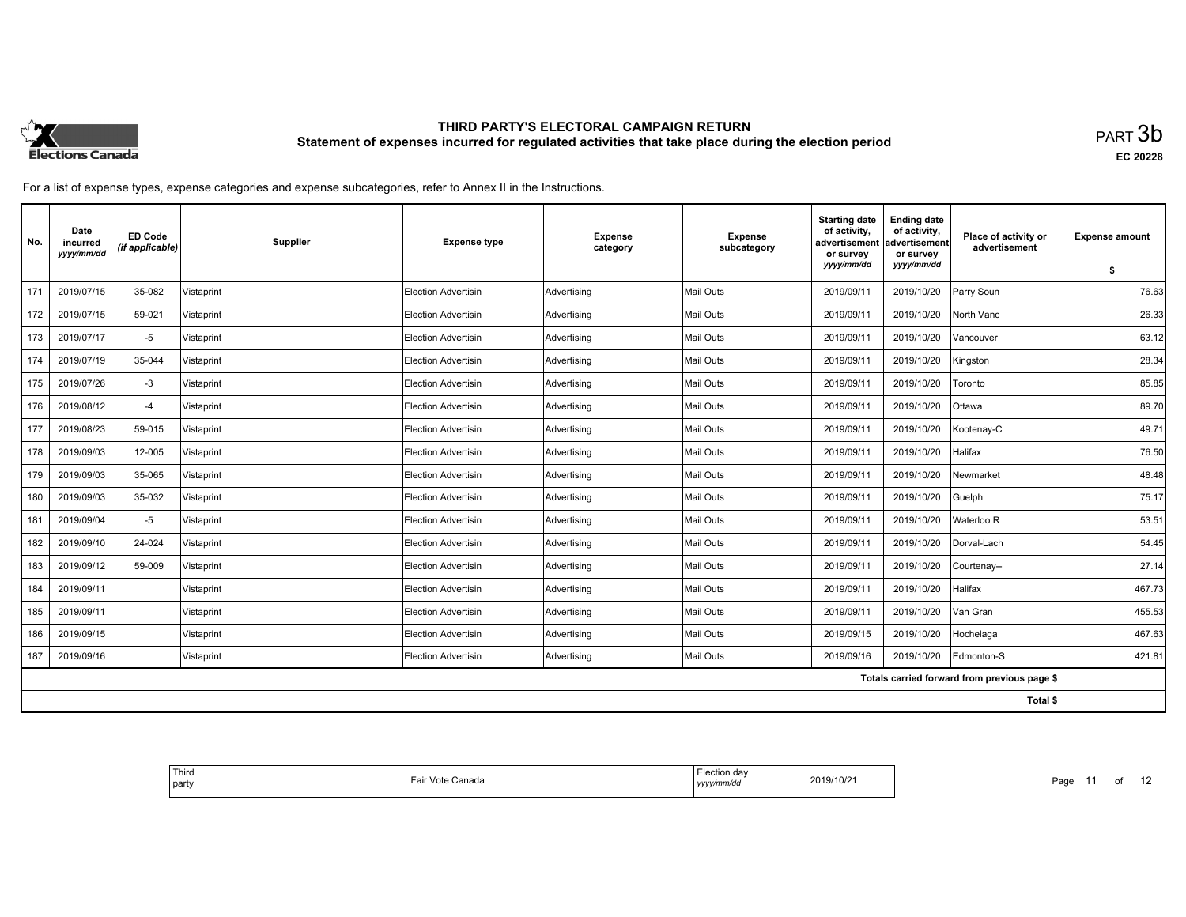# THIRD PARTY'S ELECTORAL CAMPAIGN RETURN

## Statement of expenses incurred for regulated activities that take place during the election period

PART 3b

EC 20228

For a list of expense types, expense categories and expense subcategories, refer to Annex II in the Instructions.

| No. | Date incurred *yyyy/mm/dd* | ED Code *(if applicable)* | Supplier | Expense type | Expense category | Expense subcategory | Starting date of activity, advertisement or survey *yyyy/mm/dd* | Ending date of activity, advertisement or survey *yyyy/mm/dd* | Place of activity or advertisement | Expense amount $ |
|---|---|---|---|---|---|---|---|---|---|---|
| 171 | 2019/07/15 | 35-082 | Vistaprint | Election Advertisin | Advertising | Mail Outs | 2019/09/11 | 2019/10/20 | Parry Soun | 76.63 |
| 172 | 2019/07/15 | 59-021 | Vistaprint | Election Advertisin | Advertising | Mail Outs | 2019/09/11 | 2019/10/20 | North Vanc | 26.33 |
| 173 | 2019/07/17 | -5 | Vistaprint | Election Advertisin | Advertising | Mail Outs | 2019/09/11 | 2019/10/20 | Vancouver | 63.12 |
| 174 | 2019/07/19 | 35-044 | Vistaprint | Election Advertisin | Advertising | Mail Outs | 2019/09/11 | 2019/10/20 | Kingston | 28.34 |
| 175 | 2019/07/26 | -3 | Vistaprint | Election Advertisin | Advertising | Mail Outs | 2019/09/11 | 2019/10/20 | Toronto | 85.85 |
| 176 | 2019/08/12 | -4 | Vistaprint | Election Advertisin | Advertising | Mail Outs | 2019/09/11 | 2019/10/20 | Ottawa | 89.70 |
| 177 | 2019/08/23 | 59-015 | Vistaprint | Election Advertisin | Advertising | Mail Outs | 2019/09/11 | 2019/10/20 | Kootenay-C | 49.71 |
| 178 | 2019/09/03 | 12-005 | Vistaprint | Election Advertisin | Advertising | Mail Outs | 2019/09/11 | 2019/10/20 | Halifax | 76.50 |
| 179 | 2019/09/03 | 35-065 | Vistaprint | Election Advertisin | Advertising | Mail Outs | 2019/09/11 | 2019/10/20 | Newmarket | 48.48 |
| 180 | 2019/09/03 | 35-032 | Vistaprint | Election Advertisin | Advertising | Mail Outs | 2019/09/11 | 2019/10/20 | Guelph | 75.17 |
| 181 | 2019/09/04 | -5 | Vistaprint | Election Advertisin | Advertising | Mail Outs | 2019/09/11 | 2019/10/20 | Waterloo R | 53.51 |
| 182 | 2019/09/10 | 24-024 | Vistaprint | Election Advertisin | Advertising | Mail Outs | 2019/09/11 | 2019/10/20 | Dorval-Lach | 54.45 |
| 183 | 2019/09/12 | 59-009 | Vistaprint | Election Advertisin | Advertising | Mail Outs | 2019/09/11 | 2019/10/20 | Courtenay-- | 27.14 |
| 184 | 2019/09/11 | | Vistaprint | Election Advertisin | Advertising | Mail Outs | 2019/09/11 | 2019/10/20 | Halifax | 467.73 |
| 185 | 2019/09/11 | | Vistaprint | Election Advertisin | Advertising | Mail Outs | 2019/09/11 | 2019/10/20 | Van Gran | 455.53 |
| 186 | 2019/09/15 | | Vistaprint | Election Advertisin | Advertising | Mail Outs | 2019/09/15 | 2019/10/20 | Hochelaga | 467.63 |
| 187 | 2019/09/16 | | Vistaprint | Election Advertisin | Advertising | Mail Outs | 2019/09/16 | 2019/10/20 | Edmonton-S | 421.81 |
| | | | | | | | | | Totals carried forward from previous page $ | |
| | | | | | | | | | Total $ | |

| Third party | Fair Vote Canada | Election day *yyyy/mm/dd* | 2019/10/21 |
|---|---|---|---|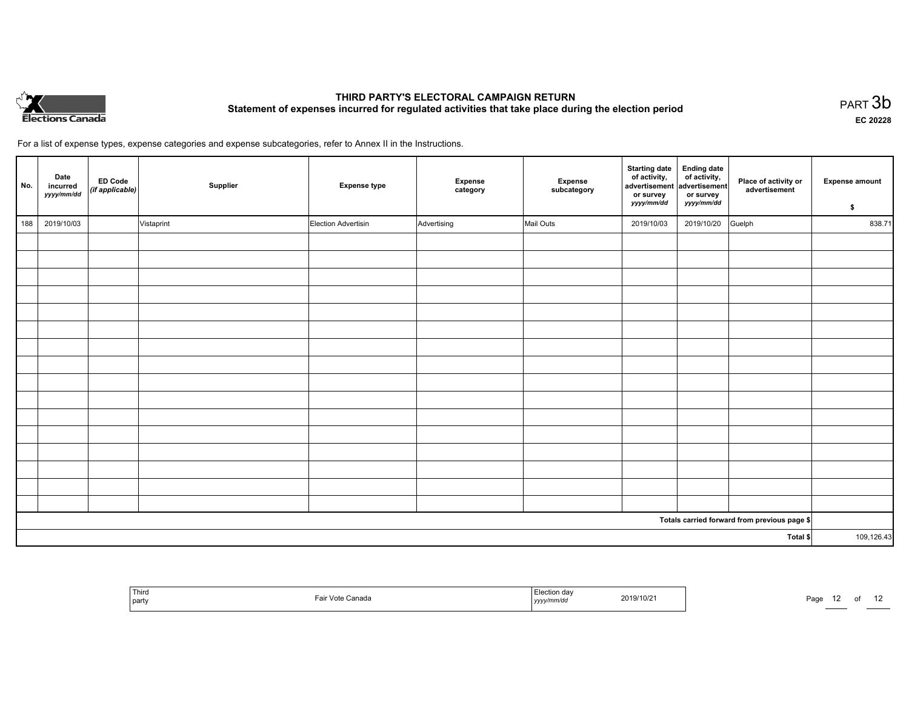# THIRD PARTY'S ELECTORAL CAMPAIGN RETURN

## Statement of expenses incurred for regulated activities that take place during the election period

PART 3b

EC 20228

For a list of expense types, expense categories and expense subcategories, refer to Annex II in the Instructions.

| No. | Date incurred *yyyy/mm/dd* | ED Code *(if applicable)* | Supplier | Expense type | Expense category | Expense subcategory | Starting date of activity, advertisement or survey *yyyy/mm/dd* | Ending date of activity, advertisement or survey *yyyy/mm/dd* | Place of activity or advertisement | Expense amount $ |
|---|---|---|---|---|---|---|---|---|---|---|
| 188 | 2019/10/03 | | Vistaprint | Election Advertisin | Advertising | Mail Outs | 2019/10/03 | 2019/10/20 | Guelph | 838.71 |
| | | | | | | | | | | |
| | | | | | | | | | | |
| | | | | | | | | | | |
| | | | | | | | | | | |
| | | | | | | | | | | |
| | | | | | | | | | | |
| | | | | | | | | | | |
| | | | | | | | | | | |
| | | | | | | | | | | |
| | | | | | | | | | | |
| | | | | | | | | | | |
| | | | | | | | | | | |
| | | | | | | | | | | |
| | | | | | | | | | | |
| | | | | | | | | | | |
| | | | | | | | | | | |
| Totals carried forward from previous page $ | | | | | | | | | | |
| Total $ | | | | | | | | | | 109,126.43 |

| Third party | Fair Vote Canada | Election day *yyyy/mm/dd* | 2019/10/21 |
|---|---|---|---|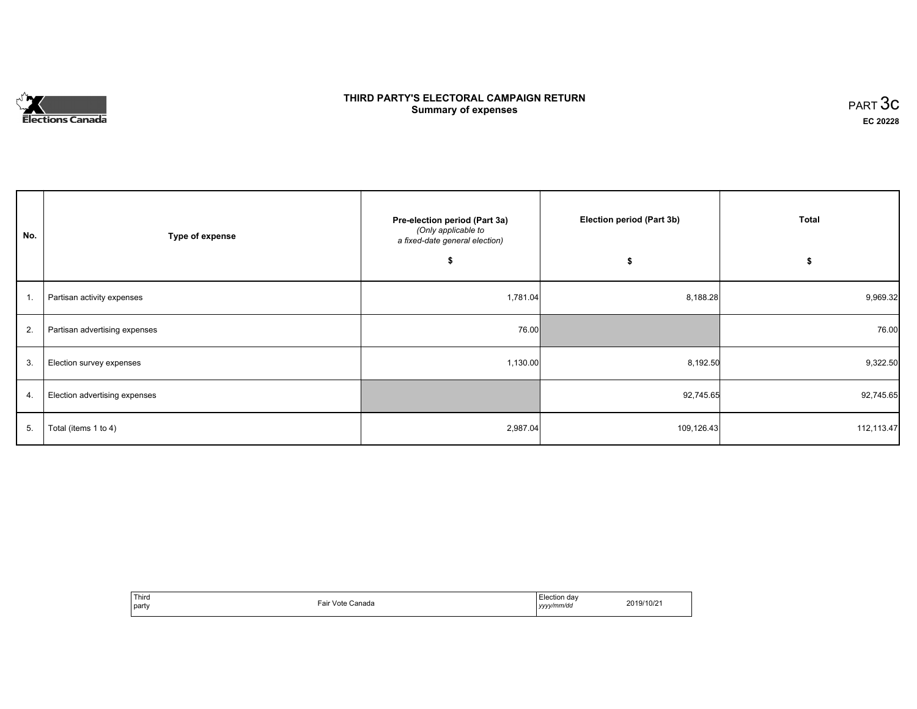Elections Canada

# THIRD PARTY'S ELECTORAL CAMPAIGN RETURN
## Summary of expenses

PART 3c
**EC 20228**

| No. | Type of expense | Pre-election period (Part 3a) *(Only applicable to a fixed-date general election)* $ | Election period (Part 3b) $ | Total $ |
|---|---|---|---|---|
| 1. | Partisan activity expenses | 1,781.04 | 8,188.28 | 9,969.32 |
| 2. | Partisan advertising expenses | 76.00 | | 76.00 |
| 3. | Election survey expenses | 1,130.00 | 8,192.50 | 9,322.50 |
| 4. | Election advertising expenses | | 92,745.65 | 92,745.65 |
| 5. | Total (items 1 to 4) | 2,987.04 | 109,126.43 | 112,113.47 |

| Third party | Fair Vote Canada | Election day *yyyy/mm/dd* | 2019/10/21 |
|---|---|---|---|